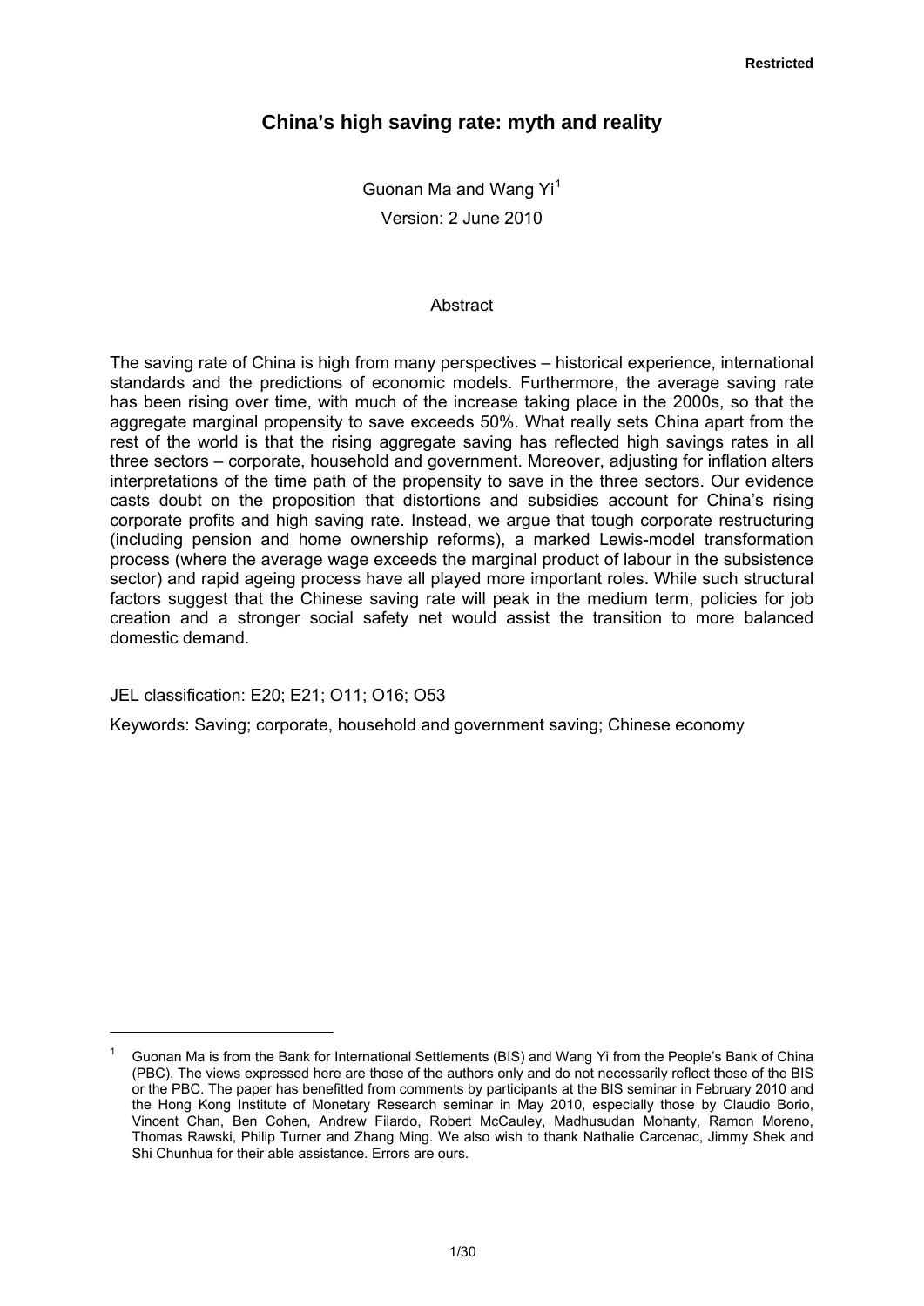Restricted

# China's high saving rate: myth and reality

Guonan Ma and Wang Yi[1]

Version: 2 June 2010

## Abstract

The saving rate of China is high from many perspectives – historical experience, international standards and the predictions of economic models. Furthermore, the average saving rate has been rising over time, with much of the increase taking place in the 2000s, so that the aggregate marginal propensity to save exceeds 50%. What really sets China apart from the rest of the world is that the rising aggregate saving has reflected high savings rates in all three sectors – corporate, household and government. Moreover, adjusting for inflation alters interpretations of the time path of the propensity to save in the three sectors. Our evidence casts doubt on the proposition that distortions and subsidies account for China's rising corporate profits and high saving rate. Instead, we argue that tough corporate restructuring (including pension and home ownership reforms), a marked Lewis-model transformation process (where the average wage exceeds the marginal product of labour in the subsistence sector) and rapid ageing process have all played more important roles. While such structural factors suggest that the Chinese saving rate will peak in the medium term, policies for job creation and a stronger social safety net would assist the transition to more balanced domestic demand.

JEL classification: E20; E21; O11; O16; O53

Keywords: Saving; corporate, household and government saving; Chinese economy

---

[1] Guonan Ma is from the Bank for International Settlements (BIS) and Wang Yi from the People's Bank of China (PBC). The views expressed here are those of the authors only and do not necessarily reflect those of the BIS or the PBC. The paper has benefitted from comments by participants at the BIS seminar in February 2010 and the Hong Kong Institute of Monetary Research seminar in May 2010, especially those by Claudio Borio, Vincent Chan, Ben Cohen, Andrew Filardo, Robert McCauley, Madhusudan Mohanty, Ramon Moreno, Thomas Rawski, Philip Turner and Zhang Ming. We also wish to thank Nathalie Carcenac, Jimmy Shek and Shi Chunhua for their able assistance. Errors are ours.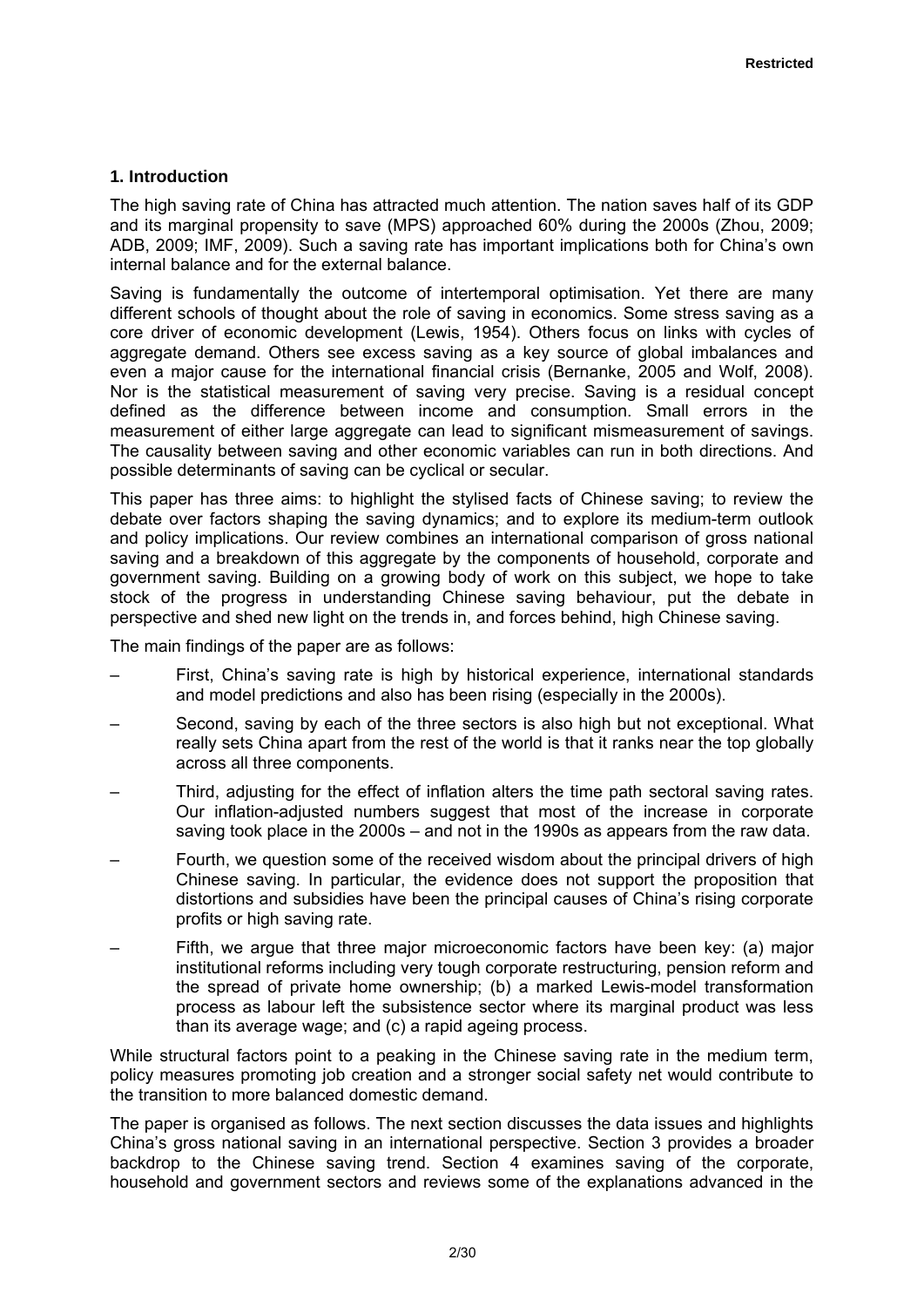## 1. Introduction

The high saving rate of China has attracted much attention. The nation saves half of its GDP and its marginal propensity to save (MPS) approached 60% during the 2000s (Zhou, 2009; ADB, 2009; IMF, 2009). Such a saving rate has important implications both for China's own internal balance and for the external balance.

Saving is fundamentally the outcome of intertemporal optimisation. Yet there are many different schools of thought about the role of saving in economics. Some stress saving as a core driver of economic development (Lewis, 1954). Others focus on links with cycles of aggregate demand. Others see excess saving as a key source of global imbalances and even a major cause for the international financial crisis (Bernanke, 2005 and Wolf, 2008). Nor is the statistical measurement of saving very precise. Saving is a residual concept defined as the difference between income and consumption. Small errors in the measurement of either large aggregate can lead to significant mismeasurement of savings. The causality between saving and other economic variables can run in both directions. And possible determinants of saving can be cyclical or secular.

This paper has three aims: to highlight the stylised facts of Chinese saving; to review the debate over factors shaping the saving dynamics; and to explore its medium-term outlook and policy implications. Our review combines an international comparison of gross national saving and a breakdown of this aggregate by the components of household, corporate and government saving. Building on a growing body of work on this subject, we hope to take stock of the progress in understanding Chinese saving behaviour, put the debate in perspective and shed new light on the trends in, and forces behind, high Chinese saving.

The main findings of the paper are as follows:

- First, China's saving rate is high by historical experience, international standards and model predictions and also has been rising (especially in the 2000s).
- Second, saving by each of the three sectors is also high but not exceptional. What really sets China apart from the rest of the world is that it ranks near the top globally across all three components.
- Third, adjusting for the effect of inflation alters the time path sectoral saving rates. Our inflation-adjusted numbers suggest that most of the increase in corporate saving took place in the 2000s – and not in the 1990s as appears from the raw data.
- Fourth, we question some of the received wisdom about the principal drivers of high Chinese saving. In particular, the evidence does not support the proposition that distortions and subsidies have been the principal causes of China's rising corporate profits or high saving rate.
- Fifth, we argue that three major microeconomic factors have been key: (a) major institutional reforms including very tough corporate restructuring, pension reform and the spread of private home ownership; (b) a marked Lewis-model transformation process as labour left the subsistence sector where its marginal product was less than its average wage; and (c) a rapid ageing process.

While structural factors point to a peaking in the Chinese saving rate in the medium term, policy measures promoting job creation and a stronger social safety net would contribute to the transition to more balanced domestic demand.

The paper is organised as follows. The next section discusses the data issues and highlights China's gross national saving in an international perspective. Section 3 provides a broader backdrop to the Chinese saving trend. Section 4 examines saving of the corporate, household and government sectors and reviews some of the explanations advanced in the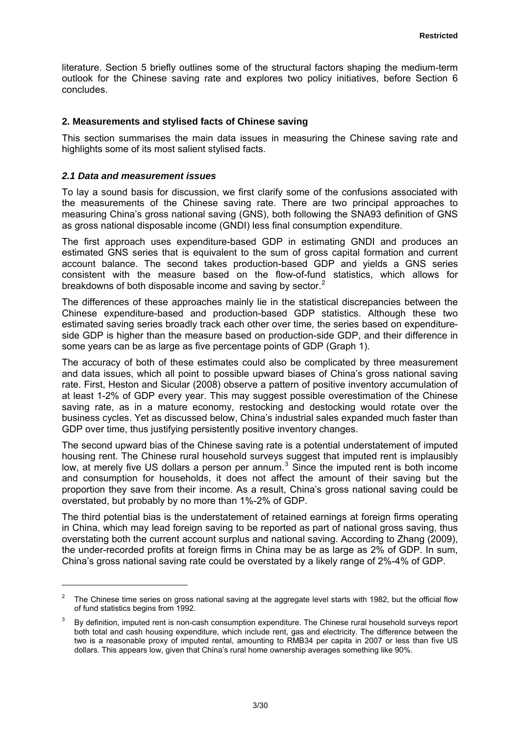literature. Section 5 briefly outlines some of the structural factors shaping the medium-term outlook for the Chinese saving rate and explores two policy initiatives, before Section 6 concludes.

## 2. Measurements and stylised facts of Chinese saving

This section summarises the main data issues in measuring the Chinese saving rate and highlights some of its most salient stylised facts.

### *2.1 Data and measurement issues*

To lay a sound basis for discussion, we first clarify some of the confusions associated with the measurements of the Chinese saving rate. There are two principal approaches to measuring China's gross national saving (GNS), both following the SNA93 definition of GNS as gross national disposable income (GNDI) less final consumption expenditure.

The first approach uses expenditure-based GDP in estimating GNDI and produces an estimated GNS series that is equivalent to the sum of gross capital formation and current account balance. The second takes production-based GDP and yields a GNS series consistent with the measure based on the flow-of-fund statistics, which allows for breakdowns of both disposable income and saving by sector.[2]

The differences of these approaches mainly lie in the statistical discrepancies between the Chinese expenditure-based and production-based GDP statistics. Although these two estimated saving series broadly track each other over time, the series based on expenditure-side GDP is higher than the measure based on production-side GDP, and their difference in some years can be as large as five percentage points of GDP (Graph 1).

The accuracy of both of these estimates could also be complicated by three measurement and data issues, which all point to possible upward biases of China's gross national saving rate. First, Heston and Sicular (2008) observe a pattern of positive inventory accumulation of at least 1-2% of GDP every year. This may suggest possible overestimation of the Chinese saving rate, as in a mature economy, restocking and destocking would rotate over the business cycles. Yet as discussed below, China's industrial sales expanded much faster than GDP over time, thus justifying persistently positive inventory changes.

The second upward bias of the Chinese saving rate is a potential understatement of imputed housing rent. The Chinese rural household surveys suggest that imputed rent is implausibly low, at merely five US dollars a person per annum.[3] Since the imputed rent is both income and consumption for households, it does not affect the amount of their saving but the proportion they save from their income. As a result, China's gross national saving could be overstated, but probably by no more than 1%-2% of GDP.

The third potential bias is the understatement of retained earnings at foreign firms operating in China, which may lead foreign saving to be reported as part of national gross saving, thus overstating both the current account surplus and national saving. According to Zhang (2009), the under-recorded profits at foreign firms in China may be as large as 2% of GDP. In sum, China's gross national saving rate could be overstated by a likely range of 2%-4% of GDP.

---

[2] The Chinese time series on gross national saving at the aggregate level starts with 1982, but the official flow of fund statistics begins from 1992.

[3] By definition, imputed rent is non-cash consumption expenditure. The Chinese rural household surveys report both total and cash housing expenditure, which include rent, gas and electricity. The difference between the two is a reasonable proxy of imputed rental, amounting to RMB34 per capita in 2007 or less than five US dollars. This appears low, given that China's rural home ownership averages something like 90%.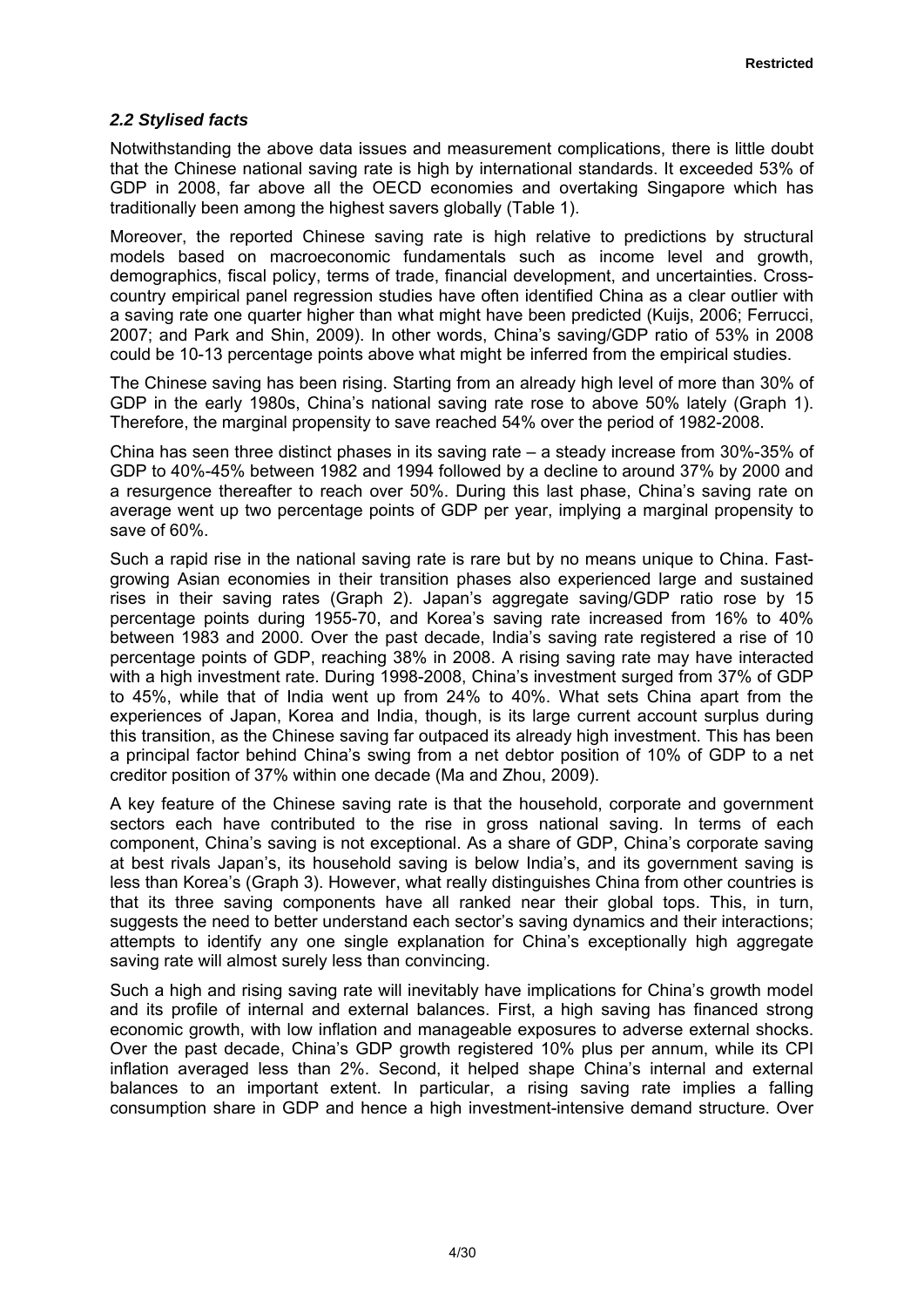### *2.2 Stylised facts*

Notwithstanding the above data issues and measurement complications, there is little doubt that the Chinese national saving rate is high by international standards. It exceeded 53% of GDP in 2008, far above all the OECD economies and overtaking Singapore which has traditionally been among the highest savers globally (Table 1).

Moreover, the reported Chinese saving rate is high relative to predictions by structural models based on macroeconomic fundamentals such as income level and growth, demographics, fiscal policy, terms of trade, financial development, and uncertainties. Cross-country empirical panel regression studies have often identified China as a clear outlier with a saving rate one quarter higher than what might have been predicted (Kuijs, 2006; Ferrucci, 2007; and Park and Shin, 2009). In other words, China's saving/GDP ratio of 53% in 2008 could be 10-13 percentage points above what might be inferred from the empirical studies.

The Chinese saving has been rising. Starting from an already high level of more than 30% of GDP in the early 1980s, China's national saving rate rose to above 50% lately (Graph 1). Therefore, the marginal propensity to save reached 54% over the period of 1982-2008.

China has seen three distinct phases in its saving rate – a steady increase from 30%-35% of GDP to 40%-45% between 1982 and 1994 followed by a decline to around 37% by 2000 and a resurgence thereafter to reach over 50%. During this last phase, China's saving rate on average went up two percentage points of GDP per year, implying a marginal propensity to save of 60%.

Such a rapid rise in the national saving rate is rare but by no means unique to China. Fast-growing Asian economies in their transition phases also experienced large and sustained rises in their saving rates (Graph 2). Japan's aggregate saving/GDP ratio rose by 15 percentage points during 1955-70, and Korea's saving rate increased from 16% to 40% between 1983 and 2000. Over the past decade, India's saving rate registered a rise of 10 percentage points of GDP, reaching 38% in 2008. A rising saving rate may have interacted with a high investment rate. During 1998-2008, China's investment surged from 37% of GDP to 45%, while that of India went up from 24% to 40%. What sets China apart from the experiences of Japan, Korea and India, though, is its large current account surplus during this transition, as the Chinese saving far outpaced its already high investment. This has been a principal factor behind China's swing from a net debtor position of 10% of GDP to a net creditor position of 37% within one decade (Ma and Zhou, 2009).

A key feature of the Chinese saving rate is that the household, corporate and government sectors each have contributed to the rise in gross national saving. In terms of each component, China's saving is not exceptional. As a share of GDP, China's corporate saving at best rivals Japan's, its household saving is below India's, and its government saving is less than Korea's (Graph 3). However, what really distinguishes China from other countries is that its three saving components have all ranked near their global tops. This, in turn, suggests the need to better understand each sector's saving dynamics and their interactions; attempts to identify any one single explanation for China's exceptionally high aggregate saving rate will almost surely less than convincing.

Such a high and rising saving rate will inevitably have implications for China's growth model and its profile of internal and external balances. First, a high saving has financed strong economic growth, with low inflation and manageable exposures to adverse external shocks. Over the past decade, China's GDP growth registered 10% plus per annum, while its CPI inflation averaged less than 2%. Second, it helped shape China's internal and external balances to an important extent. In particular, a rising saving rate implies a falling consumption share in GDP and hence a high investment-intensive demand structure. Over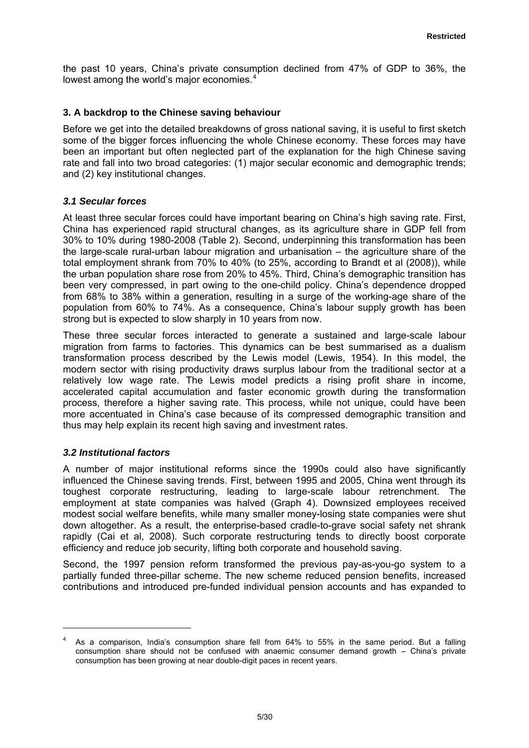the past 10 years, China's private consumption declined from 47% of GDP to 36%, the lowest among the world's major economies.[4]

### 3. A backdrop to the Chinese saving behaviour

Before we get into the detailed breakdowns of gross national saving, it is useful to first sketch some of the bigger forces influencing the whole Chinese economy. These forces may have been an important but often neglected part of the explanation for the high Chinese saving rate and fall into two broad categories: (1) major secular economic and demographic trends; and (2) key institutional changes.

#### *3.1 Secular forces*

At least three secular forces could have important bearing on China's high saving rate. First, China has experienced rapid structural changes, as its agriculture share in GDP fell from 30% to 10% during 1980-2008 (Table 2). Second, underpinning this transformation has been the large-scale rural-urban labour migration and urbanisation – the agriculture share of the total employment shrank from 70% to 40% (to 25%, according to Brandt et al (2008)), while the urban population share rose from 20% to 45%. Third, China's demographic transition has been very compressed, in part owing to the one-child policy. China's dependence dropped from 68% to 38% within a generation, resulting in a surge of the working-age share of the population from 60% to 74%. As a consequence, China's labour supply growth has been strong but is expected to slow sharply in 10 years from now.

These three secular forces interacted to generate a sustained and large-scale labour migration from farms to factories. This dynamics can be best summarised as a dualism transformation process described by the Lewis model (Lewis, 1954). In this model, the modern sector with rising productivity draws surplus labour from the traditional sector at a relatively low wage rate. The Lewis model predicts a rising profit share in income, accelerated capital accumulation and faster economic growth during the transformation process, therefore a higher saving rate. This process, while not unique, could have been more accentuated in China's case because of its compressed demographic transition and thus may help explain its recent high saving and investment rates.

#### *3.2 Institutional factors*

A number of major institutional reforms since the 1990s could also have significantly influenced the Chinese saving trends. First, between 1995 and 2005, China went through its toughest corporate restructuring, leading to large-scale labour retrenchment. The employment at state companies was halved (Graph 4). Downsized employees received modest social welfare benefits, while many smaller money-losing state companies were shut down altogether. As a result, the enterprise-based cradle-to-grave social safety net shrank rapidly (Cai et al, 2008). Such corporate restructuring tends to directly boost corporate efficiency and reduce job security, lifting both corporate and household saving.

Second, the 1997 pension reform transformed the previous pay-as-you-go system to a partially funded three-pillar scheme. The new scheme reduced pension benefits, increased contributions and introduced pre-funded individual pension accounts and has expanded to

---

[4] As a comparison, India's consumption share fell from 64% to 55% in the same period. But a falling consumption share should not be confused with anaemic consumer demand growth – China's private consumption has been growing at near double-digit paces in recent years.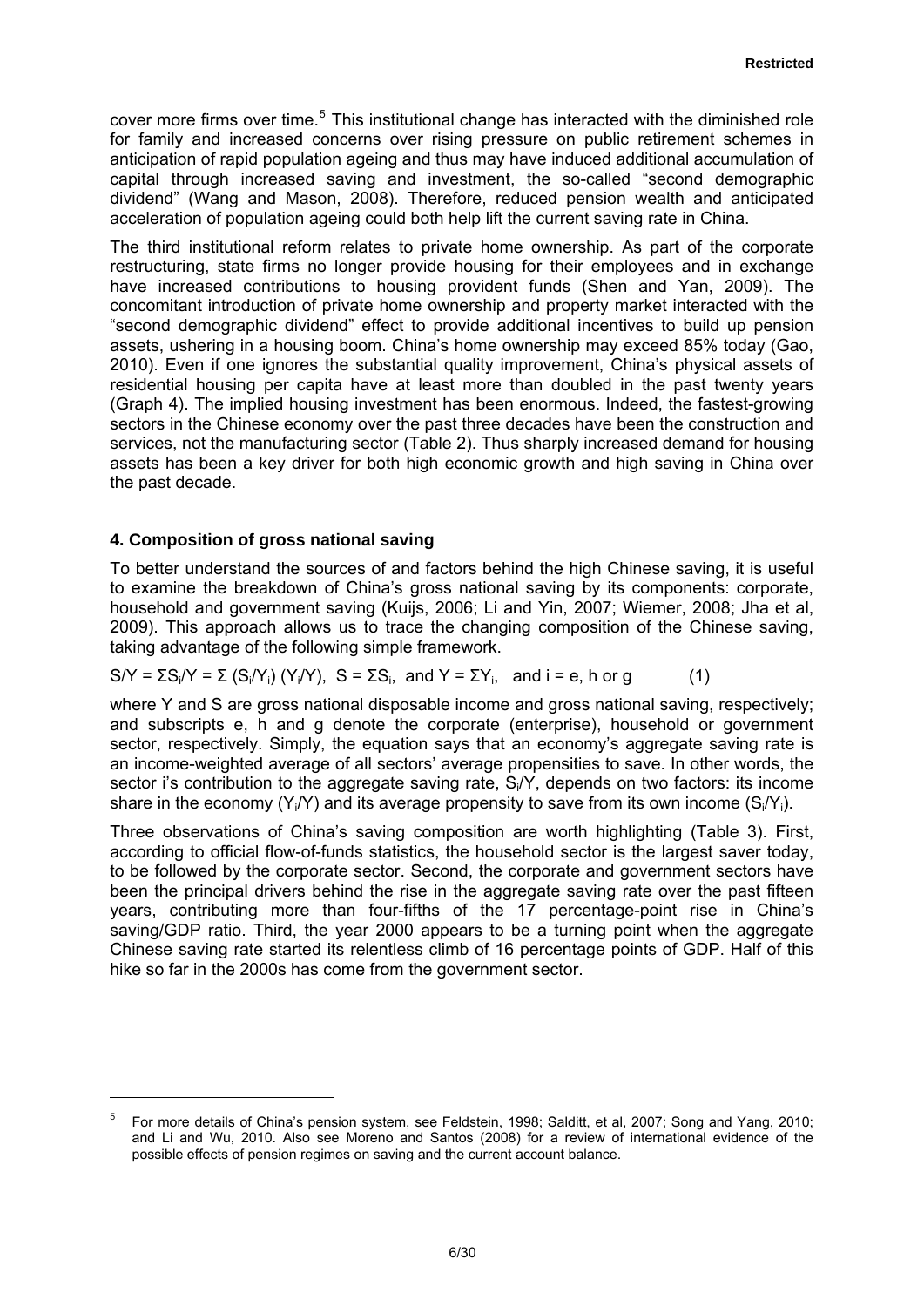cover more firms over time.[5] This institutional change has interacted with the diminished role for family and increased concerns over rising pressure on public retirement schemes in anticipation of rapid population ageing and thus may have induced additional accumulation of capital through increased saving and investment, the so-called "second demographic dividend" (Wang and Mason, 2008). Therefore, reduced pension wealth and anticipated acceleration of population ageing could both help lift the current saving rate in China.

The third institutional reform relates to private home ownership. As part of the corporate restructuring, state firms no longer provide housing for their employees and in exchange have increased contributions to housing provident funds (Shen and Yan, 2009). The concomitant introduction of private home ownership and property market interacted with the "second demographic dividend" effect to provide additional incentives to build up pension assets, ushering in a housing boom. China's home ownership may exceed 85% today (Gao, 2010). Even if one ignores the substantial quality improvement, China's physical assets of residential housing per capita have at least more than doubled in the past twenty years (Graph 4). The implied housing investment has been enormous. Indeed, the fastest-growing sectors in the Chinese economy over the past three decades have been the construction and services, not the manufacturing sector (Table 2). Thus sharply increased demand for housing assets has been a key driver for both high economic growth and high saving in China over the past decade.

## 4. Composition of gross national saving

To better understand the sources of and factors behind the high Chinese saving, it is useful to examine the breakdown of China's gross national saving by its components: corporate, household and government saving (Kuijs, 2006; Li and Yin, 2007; Wiemer, 2008; Jha et al, 2009). This approach allows us to trace the changing composition of the Chinese saving, taking advantage of the following simple framework.

$$S/Y = \Sigma S_i/Y = \Sigma (S_i/Y_i)(Y_i/Y), \quad S = \Sigma S_i, \quad \text{and } Y = \Sigma Y_i, \quad \text{and } i = e, h \text{ or } g \qquad (1)$$

where Y and S are gross national disposable income and gross national saving, respectively; and subscripts e, h and g denote the corporate (enterprise), household or government sector, respectively. Simply, the equation says that an economy's aggregate saving rate is an income-weighted average of all sectors' average propensities to save. In other words, the sector i's contribution to the aggregate saving rate, $S_i/Y$, depends on two factors: its income share in the economy ($Y_i/Y$) and its average propensity to save from its own income ($S_i/Y_i$).

Three observations of China's saving composition are worth highlighting (Table 3). First, according to official flow-of-funds statistics, the household sector is the largest saver today, to be followed by the corporate sector. Second, the corporate and government sectors have been the principal drivers behind the rise in the aggregate saving rate over the past fifteen years, contributing more than four-fifths of the 17 percentage-point rise in China's saving/GDP ratio. Third, the year 2000 appears to be a turning point when the aggregate Chinese saving rate started its relentless climb of 16 percentage points of GDP. Half of this hike so far in the 2000s has come from the government sector.

[5] For more details of China's pension system, see Feldstein, 1998; Salditt, et al, 2007; Song and Yang, 2010; and Li and Wu, 2010. Also see Moreno and Santos (2008) for a review of international evidence of the possible effects of pension regimes on saving and the current account balance.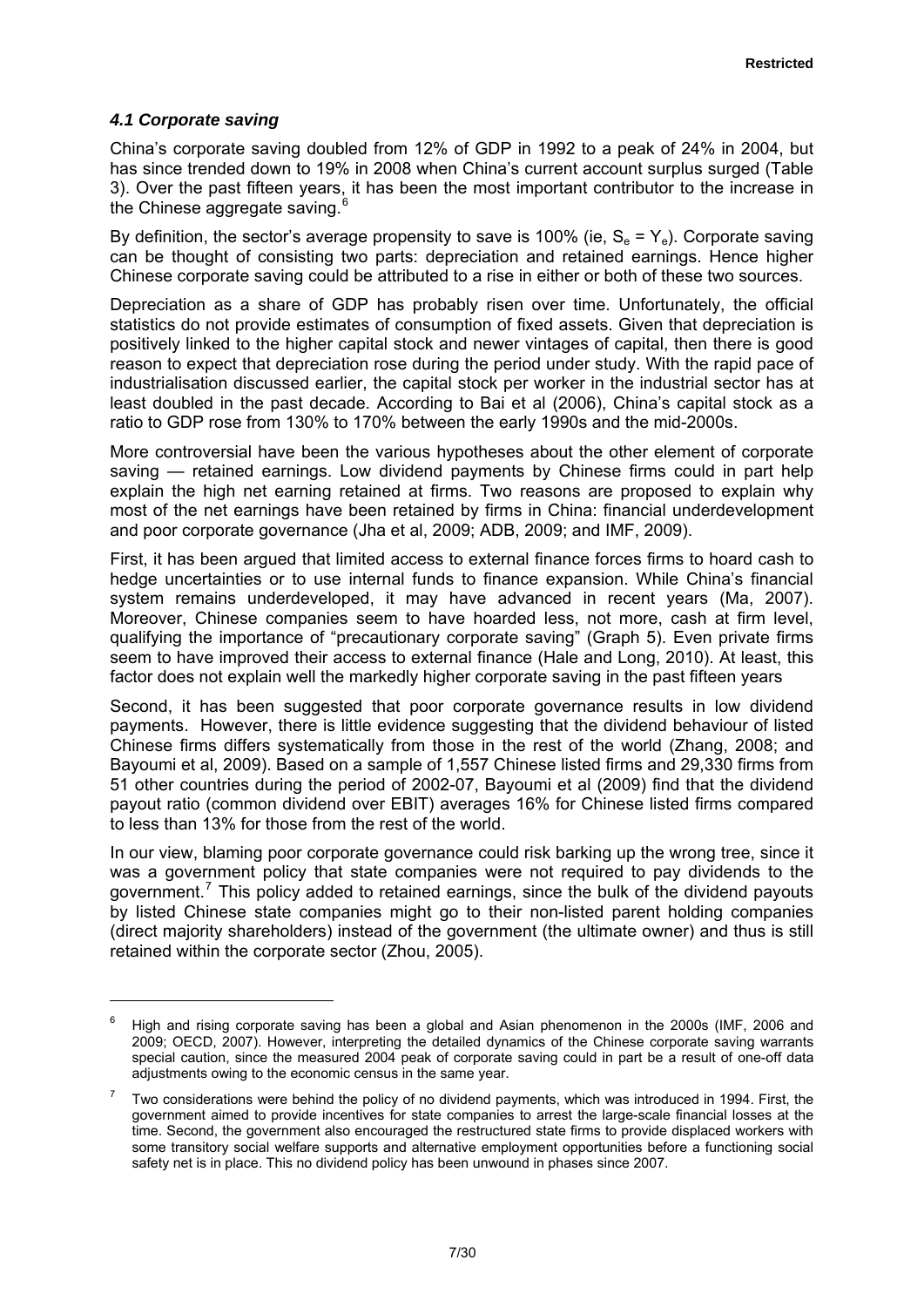### *4.1 Corporate saving*

China's corporate saving doubled from 12% of GDP in 1992 to a peak of 24% in 2004, but has since trended down to 19% in 2008 when China's current account surplus surged (Table 3). Over the past fifteen years, it has been the most important contributor to the increase in the Chinese aggregate saving.[6]

By definition, the sector's average propensity to save is 100% (ie, $S_e = Y_e$). Corporate saving can be thought of consisting two parts: depreciation and retained earnings. Hence higher Chinese corporate saving could be attributed to a rise in either or both of these two sources.

Depreciation as a share of GDP has probably risen over time. Unfortunately, the official statistics do not provide estimates of consumption of fixed assets. Given that depreciation is positively linked to the higher capital stock and newer vintages of capital, then there is good reason to expect that depreciation rose during the period under study. With the rapid pace of industrialisation discussed earlier, the capital stock per worker in the industrial sector has at least doubled in the past decade. According to Bai et al (2006), China's capital stock as a ratio to GDP rose from 130% to 170% between the early 1990s and the mid-2000s.

More controversial have been the various hypotheses about the other element of corporate saving — retained earnings. Low dividend payments by Chinese firms could in part help explain the high net earning retained at firms. Two reasons are proposed to explain why most of the net earnings have been retained by firms in China: financial underdevelopment and poor corporate governance (Jha et al, 2009; ADB, 2009; and IMF, 2009).

First, it has been argued that limited access to external finance forces firms to hoard cash to hedge uncertainties or to use internal funds to finance expansion. While China's financial system remains underdeveloped, it may have advanced in recent years (Ma, 2007). Moreover, Chinese companies seem to have hoarded less, not more, cash at firm level, qualifying the importance of "precautionary corporate saving" (Graph 5). Even private firms seem to have improved their access to external finance (Hale and Long, 2010). At least, this factor does not explain well the markedly higher corporate saving in the past fifteen years

Second, it has been suggested that poor corporate governance results in low dividend payments. However, there is little evidence suggesting that the dividend behaviour of listed Chinese firms differs systematically from those in the rest of the world (Zhang, 2008; and Bayoumi et al, 2009). Based on a sample of 1,557 Chinese listed firms and 29,330 firms from 51 other countries during the period of 2002-07, Bayoumi et al (2009) find that the dividend payout ratio (common dividend over EBIT) averages 16% for Chinese listed firms compared to less than 13% for those from the rest of the world.

In our view, blaming poor corporate governance could risk barking up the wrong tree, since it was a government policy that state companies were not required to pay dividends to the government.[7] This policy added to retained earnings, since the bulk of the dividend payouts by listed Chinese state companies might go to their non-listed parent holding companies (direct majority shareholders) instead of the government (the ultimate owner) and thus is still retained within the corporate sector (Zhou, 2005).

[6] High and rising corporate saving has been a global and Asian phenomenon in the 2000s (IMF, 2006 and 2009; OECD, 2007). However, interpreting the detailed dynamics of the Chinese corporate saving warrants special caution, since the measured 2004 peak of corporate saving could in part be a result of one-off data adjustments owing to the economic census in the same year.

[7] Two considerations were behind the policy of no dividend payments, which was introduced in 1994. First, the government aimed to provide incentives for state companies to arrest the large-scale financial losses at the time. Second, the government also encouraged the restructured state firms to provide displaced workers with some transitory social welfare supports and alternative employment opportunities before a functioning social safety net is in place. This no dividend policy has been unwound in phases since 2007.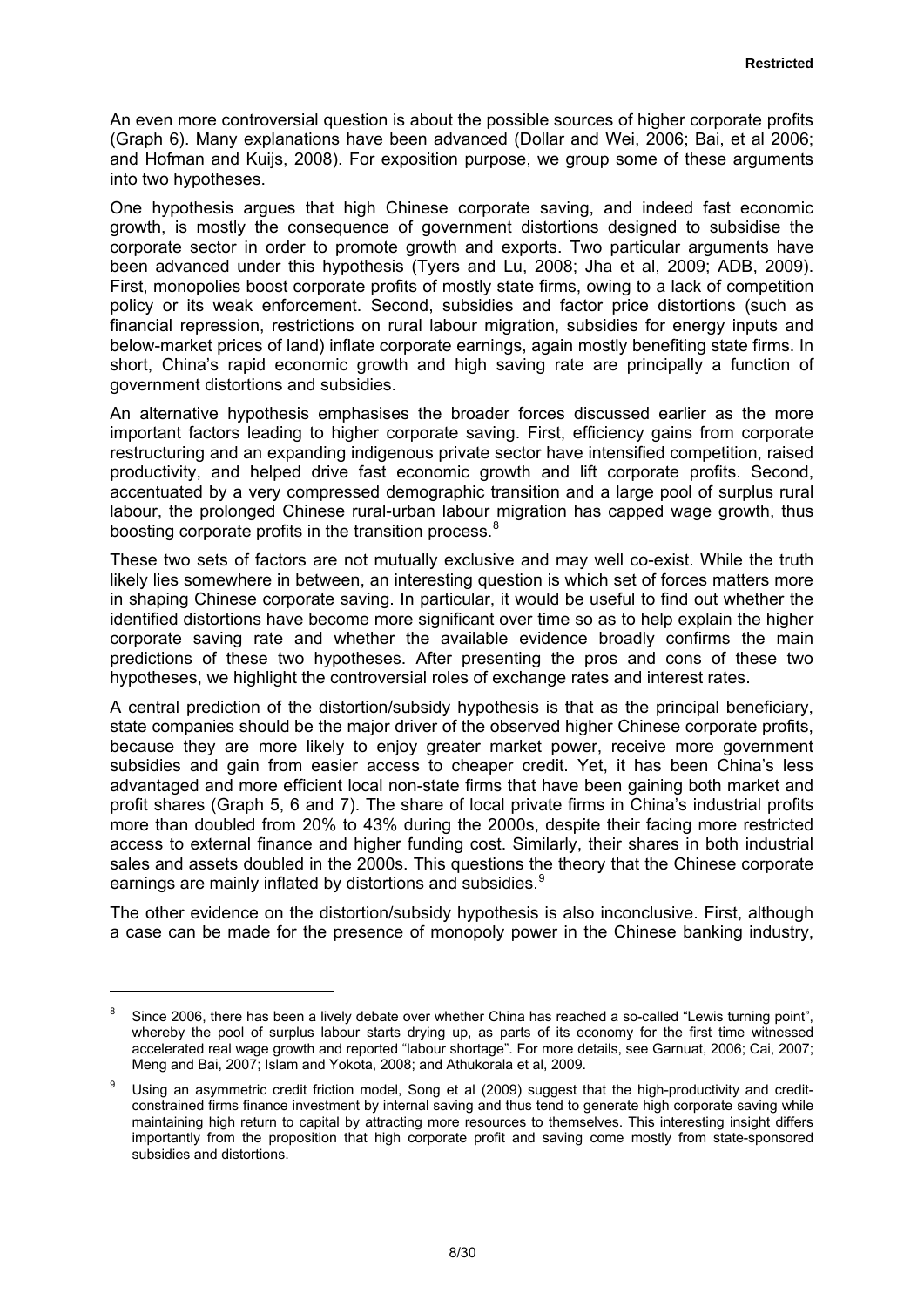An even more controversial question is about the possible sources of higher corporate profits (Graph 6). Many explanations have been advanced (Dollar and Wei, 2006; Bai, et al 2006; and Hofman and Kuijs, 2008). For exposition purpose, we group some of these arguments into two hypotheses.

One hypothesis argues that high Chinese corporate saving, and indeed fast economic growth, is mostly the consequence of government distortions designed to subsidise the corporate sector in order to promote growth and exports. Two particular arguments have been advanced under this hypothesis (Tyers and Lu, 2008; Jha et al, 2009; ADB, 2009). First, monopolies boost corporate profits of mostly state firms, owing to a lack of competition policy or its weak enforcement. Second, subsidies and factor price distortions (such as financial repression, restrictions on rural labour migration, subsidies for energy inputs and below-market prices of land) inflate corporate earnings, again mostly benefiting state firms. In short, China's rapid economic growth and high saving rate are principally a function of government distortions and subsidies.

An alternative hypothesis emphasises the broader forces discussed earlier as the more important factors leading to higher corporate saving. First, efficiency gains from corporate restructuring and an expanding indigenous private sector have intensified competition, raised productivity, and helped drive fast economic growth and lift corporate profits. Second, accentuated by a very compressed demographic transition and a large pool of surplus rural labour, the prolonged Chinese rural-urban labour migration has capped wage growth, thus boosting corporate profits in the transition process.[8]

These two sets of factors are not mutually exclusive and may well co-exist. While the truth likely lies somewhere in between, an interesting question is which set of forces matters more in shaping Chinese corporate saving. In particular, it would be useful to find out whether the identified distortions have become more significant over time so as to help explain the higher corporate saving rate and whether the available evidence broadly confirms the main predictions of these two hypotheses. After presenting the pros and cons of these two hypotheses, we highlight the controversial roles of exchange rates and interest rates.

A central prediction of the distortion/subsidy hypothesis is that as the principal beneficiary, state companies should be the major driver of the observed higher Chinese corporate profits, because they are more likely to enjoy greater market power, receive more government subsidies and gain from easier access to cheaper credit. Yet, it has been China's less advantaged and more efficient local non-state firms that have been gaining both market and profit shares (Graph 5, 6 and 7). The share of local private firms in China's industrial profits more than doubled from 20% to 43% during the 2000s, despite their facing more restricted access to external finance and higher funding cost. Similarly, their shares in both industrial sales and assets doubled in the 2000s. This questions the theory that the Chinese corporate earnings are mainly inflated by distortions and subsidies.[9]

The other evidence on the distortion/subsidy hypothesis is also inconclusive. First, although a case can be made for the presence of monopoly power in the Chinese banking industry,

---

[8] Since 2006, there has been a lively debate over whether China has reached a so-called "Lewis turning point", whereby the pool of surplus labour starts drying up, as parts of its economy for the first time witnessed accelerated real wage growth and reported "labour shortage". For more details, see Garnuat, 2006; Cai, 2007; Meng and Bai, 2007; Islam and Yokota, 2008; and Athukorala et al, 2009.

[9] Using an asymmetric credit friction model, Song et al (2009) suggest that the high-productivity and credit-constrained firms finance investment by internal saving and thus tend to generate high corporate saving while maintaining high return to capital by attracting more resources to themselves. This interesting insight differs importantly from the proposition that high corporate profit and saving come mostly from state-sponsored subsidies and distortions.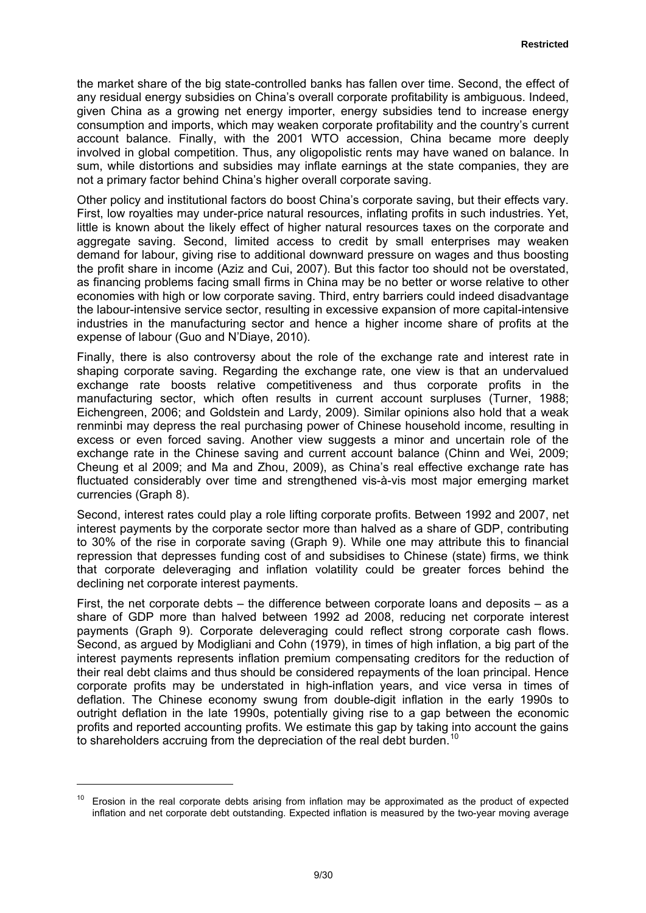the market share of the big state-controlled banks has fallen over time. Second, the effect of any residual energy subsidies on China's overall corporate profitability is ambiguous. Indeed, given China as a growing net energy importer, energy subsidies tend to increase energy consumption and imports, which may weaken corporate profitability and the country's current account balance. Finally, with the 2001 WTO accession, China became more deeply involved in global competition. Thus, any oligopolistic rents may have waned on balance. In sum, while distortions and subsidies may inflate earnings at the state companies, they are not a primary factor behind China's higher overall corporate saving.

Other policy and institutional factors do boost China's corporate saving, but their effects vary. First, low royalties may under-price natural resources, inflating profits in such industries. Yet, little is known about the likely effect of higher natural resources taxes on the corporate and aggregate saving. Second, limited access to credit by small enterprises may weaken demand for labour, giving rise to additional downward pressure on wages and thus boosting the profit share in income (Aziz and Cui, 2007). But this factor too should not be overstated, as financing problems facing small firms in China may be no better or worse relative to other economies with high or low corporate saving. Third, entry barriers could indeed disadvantage the labour-intensive service sector, resulting in excessive expansion of more capital-intensive industries in the manufacturing sector and hence a higher income share of profits at the expense of labour (Guo and N'Diaye, 2010).

Finally, there is also controversy about the role of the exchange rate and interest rate in shaping corporate saving. Regarding the exchange rate, one view is that an undervalued exchange rate boosts relative competitiveness and thus corporate profits in the manufacturing sector, which often results in current account surpluses (Turner, 1988; Eichengreen, 2006; and Goldstein and Lardy, 2009). Similar opinions also hold that a weak renminbi may depress the real purchasing power of Chinese household income, resulting in excess or even forced saving. Another view suggests a minor and uncertain role of the exchange rate in the Chinese saving and current account balance (Chinn and Wei, 2009; Cheung et al 2009; and Ma and Zhou, 2009), as China's real effective exchange rate has fluctuated considerably over time and strengthened vis-à-vis most major emerging market currencies (Graph 8).

Second, interest rates could play a role lifting corporate profits. Between 1992 and 2007, net interest payments by the corporate sector more than halved as a share of GDP, contributing to 30% of the rise in corporate saving (Graph 9). While one may attribute this to financial repression that depresses funding cost of and subsidises to Chinese (state) firms, we think that corporate deleveraging and inflation volatility could be greater forces behind the declining net corporate interest payments.

First, the net corporate debts – the difference between corporate loans and deposits – as a share of GDP more than halved between 1992 ad 2008, reducing net corporate interest payments (Graph 9). Corporate deleveraging could reflect strong corporate cash flows. Second, as argued by Modigliani and Cohn (1979), in times of high inflation, a big part of the interest payments represents inflation premium compensating creditors for the reduction of their real debt claims and thus should be considered repayments of the loan principal. Hence corporate profits may be understated in high-inflation years, and vice versa in times of deflation. The Chinese economy swung from double-digit inflation in the early 1990s to outright deflation in the late 1990s, potentially giving rise to a gap between the economic profits and reported accounting profits. We estimate this gap by taking into account the gains to shareholders accruing from the depreciation of the real debt burden.[10]

[10] Erosion in the real corporate debts arising from inflation may be approximated as the product of expected inflation and net corporate debt outstanding. Expected inflation is measured by the two-year moving average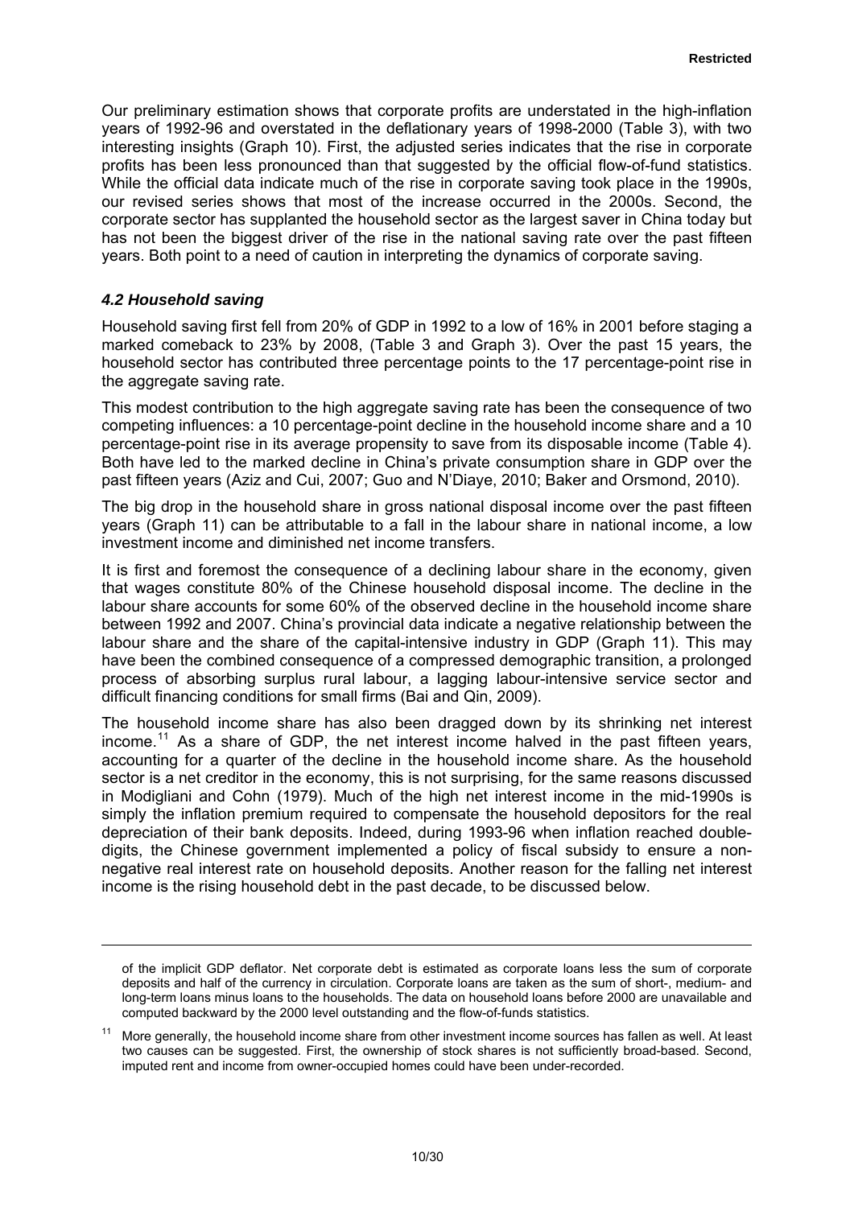Our preliminary estimation shows that corporate profits are understated in the high-inflation years of 1992-96 and overstated in the deflationary years of 1998-2000 (Table 3), with two interesting insights (Graph 10). First, the adjusted series indicates that the rise in corporate profits has been less pronounced than that suggested by the official flow-of-fund statistics. While the official data indicate much of the rise in corporate saving took place in the 1990s, our revised series shows that most of the increase occurred in the 2000s. Second, the corporate sector has supplanted the household sector as the largest saver in China today but has not been the biggest driver of the rise in the national saving rate over the past fifteen years. Both point to a need of caution in interpreting the dynamics of corporate saving.

### *4.2 Household saving*

Household saving first fell from 20% of GDP in 1992 to a low of 16% in 2001 before staging a marked comeback to 23% by 2008, (Table 3 and Graph 3). Over the past 15 years, the household sector has contributed three percentage points to the 17 percentage-point rise in the aggregate saving rate.

This modest contribution to the high aggregate saving rate has been the consequence of two competing influences: a 10 percentage-point decline in the household income share and a 10 percentage-point rise in its average propensity to save from its disposable income (Table 4). Both have led to the marked decline in China's private consumption share in GDP over the past fifteen years (Aziz and Cui, 2007; Guo and N'Diaye, 2010; Baker and Orsmond, 2010).

The big drop in the household share in gross national disposal income over the past fifteen years (Graph 11) can be attributable to a fall in the labour share in national income, a low investment income and diminished net income transfers.

It is first and foremost the consequence of a declining labour share in the economy, given that wages constitute 80% of the Chinese household disposal income. The decline in the labour share accounts for some 60% of the observed decline in the household income share between 1992 and 2007. China's provincial data indicate a negative relationship between the labour share and the share of the capital-intensive industry in GDP (Graph 11). This may have been the combined consequence of a compressed demographic transition, a prolonged process of absorbing surplus rural labour, a lagging labour-intensive service sector and difficult financing conditions for small firms (Bai and Qin, 2009).

The household income share has also been dragged down by its shrinking net interest income.[11] As a share of GDP, the net interest income halved in the past fifteen years, accounting for a quarter of the decline in the household income share. As the household sector is a net creditor in the economy, this is not surprising, for the same reasons discussed in Modigliani and Cohn (1979). Much of the high net interest income in the mid-1990s is simply the inflation premium required to compensate the household depositors for the real depreciation of their bank deposits. Indeed, during 1993-96 when inflation reached double-digits, the Chinese government implemented a policy of fiscal subsidy to ensure a non-negative real interest rate on household deposits. Another reason for the falling net interest income is the rising household debt in the past decade, to be discussed below.

---

of the implicit GDP deflator. Net corporate debt is estimated as corporate loans less the sum of corporate deposits and half of the currency in circulation. Corporate loans are taken as the sum of short-, medium- and long-term loans minus loans to the households. The data on household loans before 2000 are unavailable and computed backward by the 2000 level outstanding and the flow-of-funds statistics.

[11] More generally, the household income share from other investment income sources has fallen as well. At least two causes can be suggested. First, the ownership of stock shares is not sufficiently broad-based. Second, imputed rent and income from owner-occupied homes could have been under-recorded.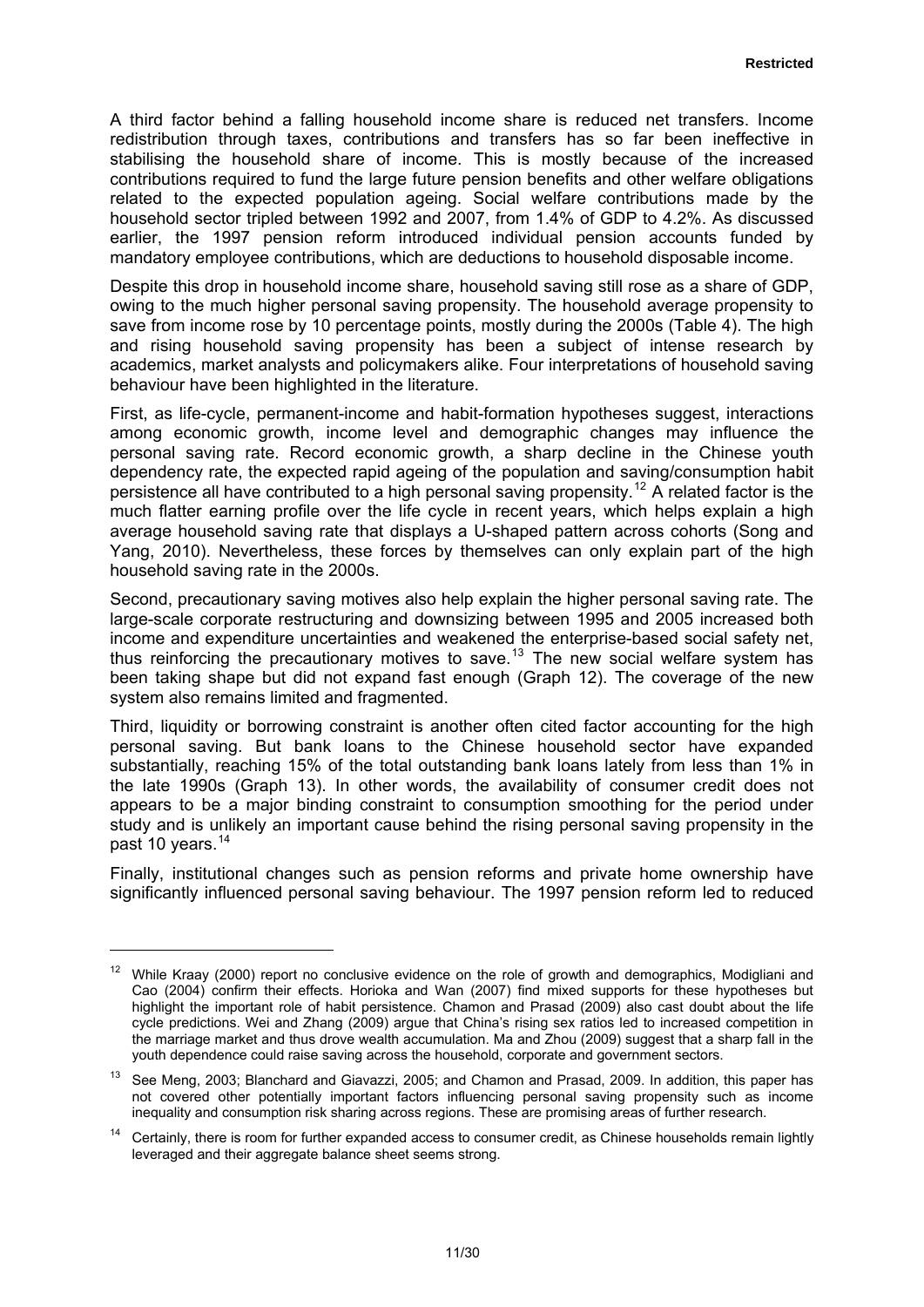A third factor behind a falling household income share is reduced net transfers. Income redistribution through taxes, contributions and transfers has so far been ineffective in stabilising the household share of income. This is mostly because of the increased contributions required to fund the large future pension benefits and other welfare obligations related to the expected population ageing. Social welfare contributions made by the household sector tripled between 1992 and 2007, from 1.4% of GDP to 4.2%. As discussed earlier, the 1997 pension reform introduced individual pension accounts funded by mandatory employee contributions, which are deductions to household disposable income.

Despite this drop in household income share, household saving still rose as a share of GDP, owing to the much higher personal saving propensity. The household average propensity to save from income rose by 10 percentage points, mostly during the 2000s (Table 4). The high and rising household saving propensity has been a subject of intense research by academics, market analysts and policymakers alike. Four interpretations of household saving behaviour have been highlighted in the literature.

First, as life-cycle, permanent-income and habit-formation hypotheses suggest, interactions among economic growth, income level and demographic changes may influence the personal saving rate. Record economic growth, a sharp decline in the Chinese youth dependency rate, the expected rapid ageing of the population and saving/consumption habit persistence all have contributed to a high personal saving propensity.[12] A related factor is the much flatter earning profile over the life cycle in recent years, which helps explain a high average household saving rate that displays a U-shaped pattern across cohorts (Song and Yang, 2010). Nevertheless, these forces by themselves can only explain part of the high household saving rate in the 2000s.

Second, precautionary saving motives also help explain the higher personal saving rate. The large-scale corporate restructuring and downsizing between 1995 and 2005 increased both income and expenditure uncertainties and weakened the enterprise-based social safety net, thus reinforcing the precautionary motives to save.[13] The new social welfare system has been taking shape but did not expand fast enough (Graph 12). The coverage of the new system also remains limited and fragmented.

Third, liquidity or borrowing constraint is another often cited factor accounting for the high personal saving. But bank loans to the Chinese household sector have expanded substantially, reaching 15% of the total outstanding bank loans lately from less than 1% in the late 1990s (Graph 13). In other words, the availability of consumer credit does not appears to be a major binding constraint to consumption smoothing for the period under study and is unlikely an important cause behind the rising personal saving propensity in the past 10 years.[14]

Finally, institutional changes such as pension reforms and private home ownership have significantly influenced personal saving behaviour. The 1997 pension reform led to reduced

---

[12] While Kraay (2000) report no conclusive evidence on the role of growth and demographics, Modigliani and Cao (2004) confirm their effects. Horioka and Wan (2007) find mixed supports for these hypotheses but highlight the important role of habit persistence. Chamon and Prasad (2009) also cast doubt about the life cycle predictions. Wei and Zhang (2009) argue that China's rising sex ratios led to increased competition in the marriage market and thus drove wealth accumulation. Ma and Zhou (2009) suggest that a sharp fall in the youth dependence could raise saving across the household, corporate and government sectors.

[13] See Meng, 2003; Blanchard and Giavazzi, 2005; and Chamon and Prasad, 2009. In addition, this paper has not covered other potentially important factors influencing personal saving propensity such as income inequality and consumption risk sharing across regions. These are promising areas of further research.

[14] Certainly, there is room for further expanded access to consumer credit, as Chinese households remain lightly leveraged and their aggregate balance sheet seems strong.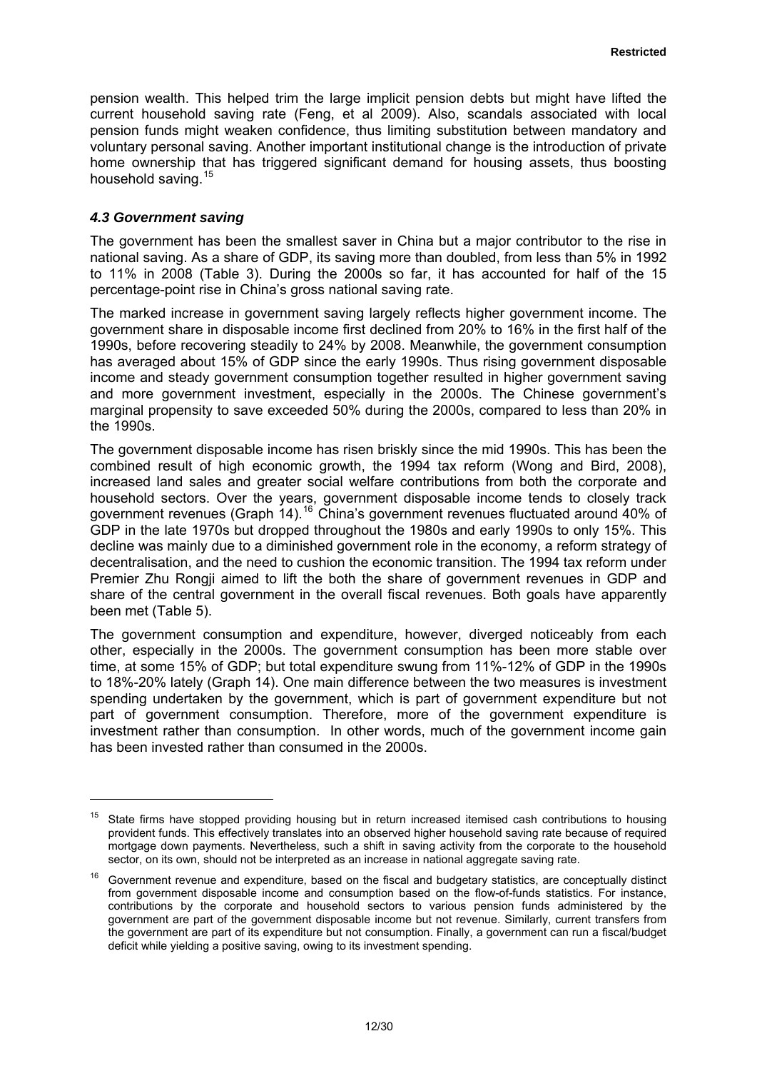pension wealth. This helped trim the large implicit pension debts but might have lifted the current household saving rate (Feng, et al 2009). Also, scandals associated with local pension funds might weaken confidence, thus limiting substitution between mandatory and voluntary personal saving. Another important institutional change is the introduction of private home ownership that has triggered significant demand for housing assets, thus boosting household saving.[15]

### *4.3 Government saving*

The government has been the smallest saver in China but a major contributor to the rise in national saving. As a share of GDP, its saving more than doubled, from less than 5% in 1992 to 11% in 2008 (Table 3). During the 2000s so far, it has accounted for half of the 15 percentage-point rise in China's gross national saving rate.

The marked increase in government saving largely reflects higher government income. The government share in disposable income first declined from 20% to 16% in the first half of the 1990s, before recovering steadily to 24% by 2008. Meanwhile, the government consumption has averaged about 15% of GDP since the early 1990s. Thus rising government disposable income and steady government consumption together resulted in higher government saving and more government investment, especially in the 2000s. The Chinese government's marginal propensity to save exceeded 50% during the 2000s, compared to less than 20% in the 1990s.

The government disposable income has risen briskly since the mid 1990s. This has been the combined result of high economic growth, the 1994 tax reform (Wong and Bird, 2008), increased land sales and greater social welfare contributions from both the corporate and household sectors. Over the years, government disposable income tends to closely track government revenues (Graph 14).[16] China's government revenues fluctuated around 40% of GDP in the late 1970s but dropped throughout the 1980s and early 1990s to only 15%. This decline was mainly due to a diminished government role in the economy, a reform strategy of decentralisation, and the need to cushion the economic transition. The 1994 tax reform under Premier Zhu Rongji aimed to lift the both the share of government revenues in GDP and share of the central government in the overall fiscal revenues. Both goals have apparently been met (Table 5).

The government consumption and expenditure, however, diverged noticeably from each other, especially in the 2000s. The government consumption has been more stable over time, at some 15% of GDP; but total expenditure swung from 11%-12% of GDP in the 1990s to 18%-20% lately (Graph 14). One main difference between the two measures is investment spending undertaken by the government, which is part of government expenditure but not part of government consumption. Therefore, more of the government expenditure is investment rather than consumption. In other words, much of the government income gain has been invested rather than consumed in the 2000s.

---

[15] State firms have stopped providing housing but in return increased itemised cash contributions to housing provident funds. This effectively translates into an observed higher household saving rate because of required mortgage down payments. Nevertheless, such a shift in saving activity from the corporate to the household sector, on its own, should not be interpreted as an increase in national aggregate saving rate.

[16] Government revenue and expenditure, based on the fiscal and budgetary statistics, are conceptually distinct from government disposable income and consumption based on the flow-of-funds statistics. For instance, contributions by the corporate and household sectors to various pension funds administered by the government are part of the government disposable income but not revenue. Similarly, current transfers from the government are part of its expenditure but not consumption. Finally, a government can run a fiscal/budget deficit while yielding a positive saving, owing to its investment spending.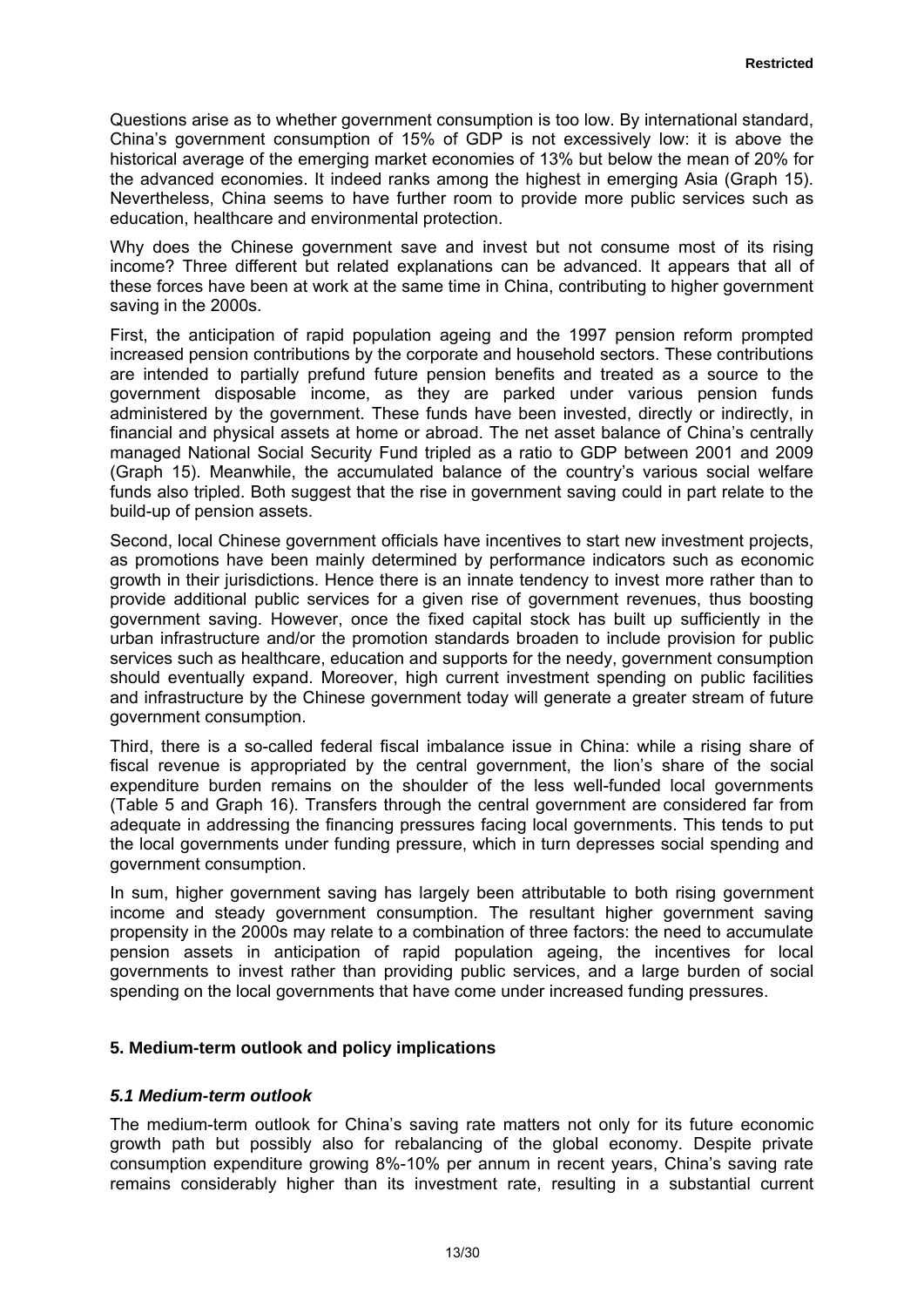Questions arise as to whether government consumption is too low. By international standard, China's government consumption of 15% of GDP is not excessively low: it is above the historical average of the emerging market economies of 13% but below the mean of 20% for the advanced economies. It indeed ranks among the highest in emerging Asia (Graph 15). Nevertheless, China seems to have further room to provide more public services such as education, healthcare and environmental protection.

Why does the Chinese government save and invest but not consume most of its rising income? Three different but related explanations can be advanced. It appears that all of these forces have been at work at the same time in China, contributing to higher government saving in the 2000s.

First, the anticipation of rapid population ageing and the 1997 pension reform prompted increased pension contributions by the corporate and household sectors. These contributions are intended to partially prefund future pension benefits and treated as a source to the government disposable income, as they are parked under various pension funds administered by the government. These funds have been invested, directly or indirectly, in financial and physical assets at home or abroad. The net asset balance of China's centrally managed National Social Security Fund tripled as a ratio to GDP between 2001 and 2009 (Graph 15). Meanwhile, the accumulated balance of the country's various social welfare funds also tripled. Both suggest that the rise in government saving could in part relate to the build-up of pension assets.

Second, local Chinese government officials have incentives to start new investment projects, as promotions have been mainly determined by performance indicators such as economic growth in their jurisdictions. Hence there is an innate tendency to invest more rather than to provide additional public services for a given rise of government revenues, thus boosting government saving. However, once the fixed capital stock has built up sufficiently in the urban infrastructure and/or the promotion standards broaden to include provision for public services such as healthcare, education and supports for the needy, government consumption should eventually expand. Moreover, high current investment spending on public facilities and infrastructure by the Chinese government today will generate a greater stream of future government consumption.

Third, there is a so-called federal fiscal imbalance issue in China: while a rising share of fiscal revenue is appropriated by the central government, the lion's share of the social expenditure burden remains on the shoulder of the less well-funded local governments (Table 5 and Graph 16). Transfers through the central government are considered far from adequate in addressing the financing pressures facing local governments. This tends to put the local governments under funding pressure, which in turn depresses social spending and government consumption.

In sum, higher government saving has largely been attributable to both rising government income and steady government consumption. The resultant higher government saving propensity in the 2000s may relate to a combination of three factors: the need to accumulate pension assets in anticipation of rapid population ageing, the incentives for local governments to invest rather than providing public services, and a large burden of social spending on the local governments that have come under increased funding pressures.

## 5. Medium-term outlook and policy implications

### *5.1 Medium-term outlook*

The medium-term outlook for China's saving rate matters not only for its future economic growth path but possibly also for rebalancing of the global economy. Despite private consumption expenditure growing 8%-10% per annum in recent years, China's saving rate remains considerably higher than its investment rate, resulting in a substantial current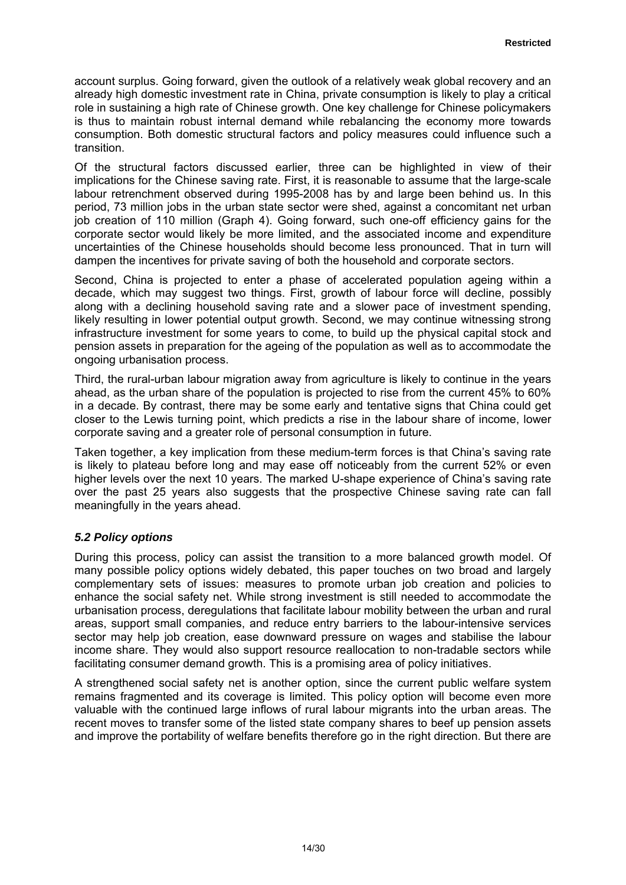account surplus. Going forward, given the outlook of a relatively weak global recovery and an already high domestic investment rate in China, private consumption is likely to play a critical role in sustaining a high rate of Chinese growth. One key challenge for Chinese policymakers is thus to maintain robust internal demand while rebalancing the economy more towards consumption. Both domestic structural factors and policy measures could influence such a transition.

Of the structural factors discussed earlier, three can be highlighted in view of their implications for the Chinese saving rate. First, it is reasonable to assume that the large-scale labour retrenchment observed during 1995-2008 has by and large been behind us. In this period, 73 million jobs in the urban state sector were shed, against a concomitant net urban job creation of 110 million (Graph 4). Going forward, such one-off efficiency gains for the corporate sector would likely be more limited, and the associated income and expenditure uncertainties of the Chinese households should become less pronounced. That in turn will dampen the incentives for private saving of both the household and corporate sectors.

Second, China is projected to enter a phase of accelerated population ageing within a decade, which may suggest two things. First, growth of labour force will decline, possibly along with a declining household saving rate and a slower pace of investment spending, likely resulting in lower potential output growth. Second, we may continue witnessing strong infrastructure investment for some years to come, to build up the physical capital stock and pension assets in preparation for the ageing of the population as well as to accommodate the ongoing urbanisation process.

Third, the rural-urban labour migration away from agriculture is likely to continue in the years ahead, as the urban share of the population is projected to rise from the current 45% to 60% in a decade. By contrast, there may be some early and tentative signs that China could get closer to the Lewis turning point, which predicts a rise in the labour share of income, lower corporate saving and a greater role of personal consumption in future.

Taken together, a key implication from these medium-term forces is that China's saving rate is likely to plateau before long and may ease off noticeably from the current 52% or even higher levels over the next 10 years. The marked U-shape experience of China's saving rate over the past 25 years also suggests that the prospective Chinese saving rate can fall meaningfully in the years ahead.

### *5.2 Policy options*

During this process, policy can assist the transition to a more balanced growth model. Of many possible policy options widely debated, this paper touches on two broad and largely complementary sets of issues: measures to promote urban job creation and policies to enhance the social safety net. While strong investment is still needed to accommodate the urbanisation process, deregulations that facilitate labour mobility between the urban and rural areas, support small companies, and reduce entry barriers to the labour-intensive services sector may help job creation, ease downward pressure on wages and stabilise the labour income share. They would also support resource reallocation to non-tradable sectors while facilitating consumer demand growth. This is a promising area of policy initiatives.

A strengthened social safety net is another option, since the current public welfare system remains fragmented and its coverage is limited. This policy option will become even more valuable with the continued large inflows of rural labour migrants into the urban areas. The recent moves to transfer some of the listed state company shares to beef up pension assets and improve the portability of welfare benefits therefore go in the right direction. But there are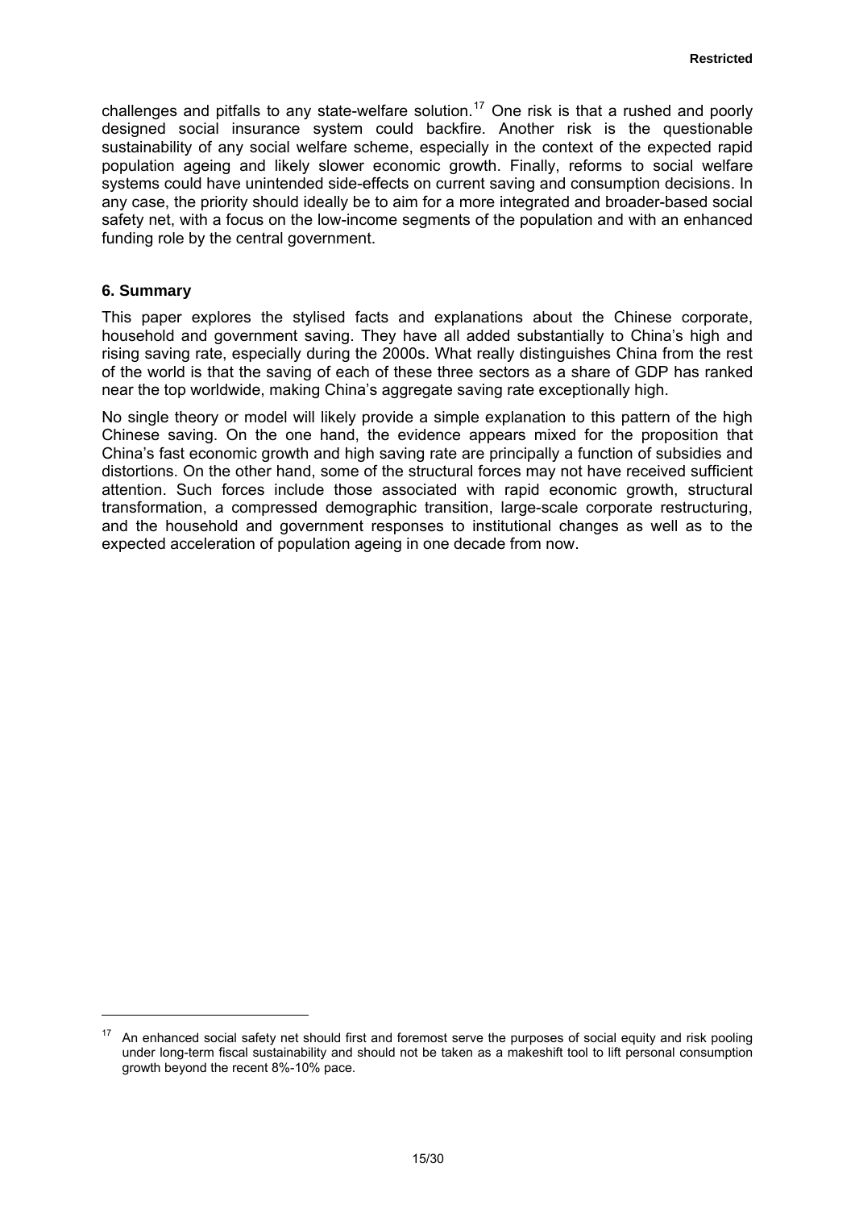challenges and pitfalls to any state-welfare solution.[17] One risk is that a rushed and poorly designed social insurance system could backfire. Another risk is the questionable sustainability of any social welfare scheme, especially in the context of the expected rapid population ageing and likely slower economic growth. Finally, reforms to social welfare systems could have unintended side-effects on current saving and consumption decisions. In any case, the priority should ideally be to aim for a more integrated and broader-based social safety net, with a focus on the low-income segments of the population and with an enhanced funding role by the central government.

## 6. Summary

This paper explores the stylised facts and explanations about the Chinese corporate, household and government saving. They have all added substantially to China's high and rising saving rate, especially during the 2000s. What really distinguishes China from the rest of the world is that the saving of each of these three sectors as a share of GDP has ranked near the top worldwide, making China's aggregate saving rate exceptionally high.

No single theory or model will likely provide a simple explanation to this pattern of the high Chinese saving. On the one hand, the evidence appears mixed for the proposition that China's fast economic growth and high saving rate are principally a function of subsidies and distortions. On the other hand, some of the structural forces may not have received sufficient attention. Such forces include those associated with rapid economic growth, structural transformation, a compressed demographic transition, large-scale corporate restructuring, and the household and government responses to institutional changes as well as to the expected acceleration of population ageing in one decade from now.

---

[17] An enhanced social safety net should first and foremost serve the purposes of social equity and risk pooling under long-term fiscal sustainability and should not be taken as a makeshift tool to lift personal consumption growth beyond the recent 8%-10% pace.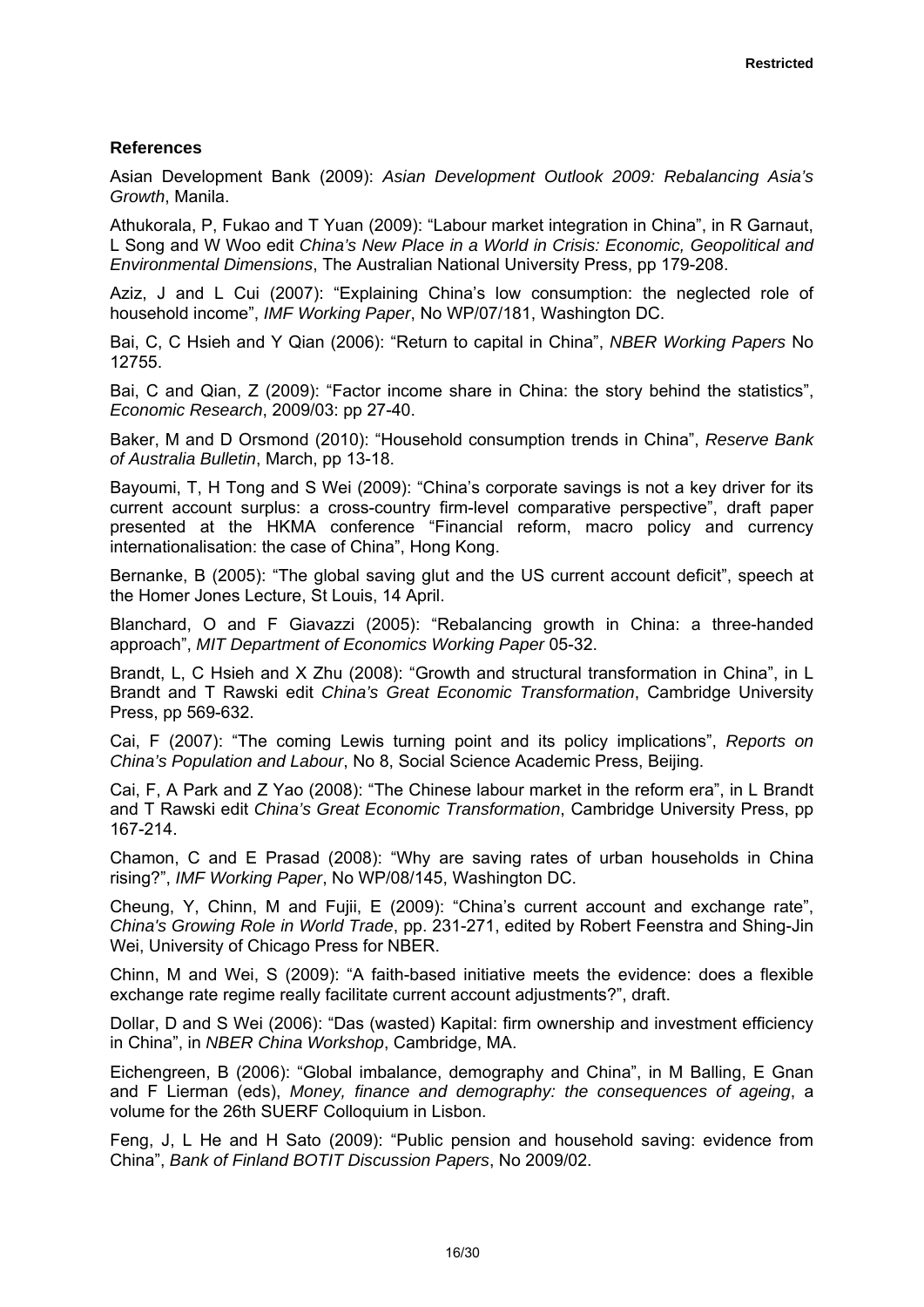### References

Asian Development Bank (2009): *Asian Development Outlook 2009: Rebalancing Asia's Growth*, Manila.

Athukorala, P, Fukao and T Yuan (2009): "Labour market integration in China", in R Garnaut, L Song and W Woo edit *China's New Place in a World in Crisis: Economic, Geopolitical and Environmental Dimensions*, The Australian National University Press, pp 179-208.

Aziz, J and L Cui (2007): "Explaining China's low consumption: the neglected role of household income", *IMF Working Paper*, No WP/07/181, Washington DC.

Bai, C, C Hsieh and Y Qian (2006): "Return to capital in China", *NBER Working Papers* No 12755.

Bai, C and Qian, Z (2009): "Factor income share in China: the story behind the statistics", *Economic Research*, 2009/03: pp 27-40.

Baker, M and D Orsmond (2010): "Household consumption trends in China", *Reserve Bank of Australia Bulletin*, March, pp 13-18.

Bayoumi, T, H Tong and S Wei (2009): "China's corporate savings is not a key driver for its current account surplus: a cross-country firm-level comparative perspective", draft paper presented at the HKMA conference "Financial reform, macro policy and currency internationalisation: the case of China", Hong Kong.

Bernanke, B (2005): "The global saving glut and the US current account deficit", speech at the Homer Jones Lecture, St Louis, 14 April.

Blanchard, O and F Giavazzi (2005): "Rebalancing growth in China: a three-handed approach", *MIT Department of Economics Working Paper* 05-32.

Brandt, L, C Hsieh and X Zhu (2008): "Growth and structural transformation in China", in L Brandt and T Rawski edit *China's Great Economic Transformation*, Cambridge University Press, pp 569-632.

Cai, F (2007): "The coming Lewis turning point and its policy implications", *Reports on China's Population and Labour*, No 8, Social Science Academic Press, Beijing.

Cai, F, A Park and Z Yao (2008): "The Chinese labour market in the reform era", in L Brandt and T Rawski edit *China's Great Economic Transformation*, Cambridge University Press, pp 167-214.

Chamon, C and E Prasad (2008): "Why are saving rates of urban households in China rising?", *IMF Working Paper*, No WP/08/145, Washington DC.

Cheung, Y, Chinn, M and Fujii, E (2009): "China's current account and exchange rate", *China's Growing Role in World Trade*, pp. 231-271, edited by Robert Feenstra and Shing-Jin Wei, University of Chicago Press for NBER.

Chinn, M and Wei, S (2009): "A faith-based initiative meets the evidence: does a flexible exchange rate regime really facilitate current account adjustments?", draft.

Dollar, D and S Wei (2006): "Das (wasted) Kapital: firm ownership and investment efficiency in China", in *NBER China Workshop*, Cambridge, MA.

Eichengreen, B (2006): "Global imbalance, demography and China", in M Balling, E Gnan and F Lierman (eds), *Money, finance and demography: the consequences of ageing*, a volume for the 26th SUERF Colloquium in Lisbon.

Feng, J, L He and H Sato (2009): "Public pension and household saving: evidence from China", *Bank of Finland BOTIT Discussion Papers*, No 2009/02.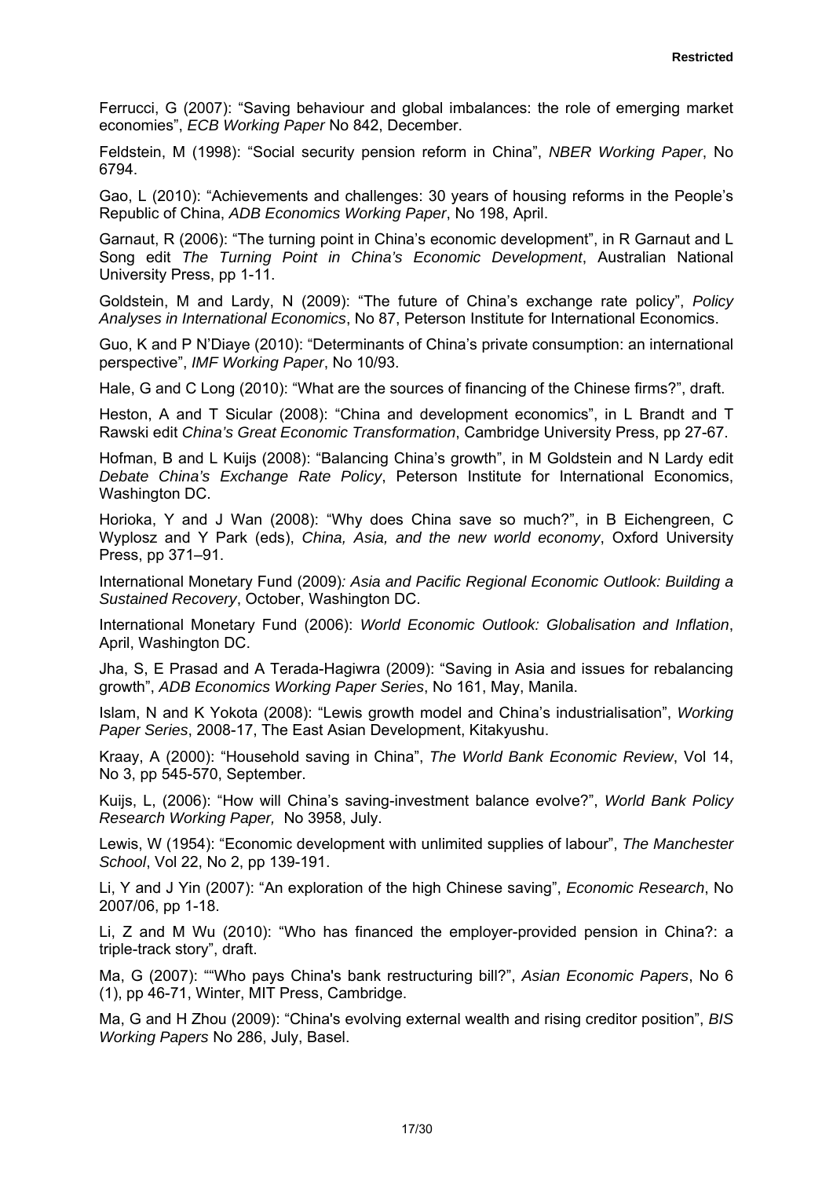Ferrucci, G (2007): "Saving behaviour and global imbalances: the role of emerging market economies", *ECB Working Paper* No 842, December.

Feldstein, M (1998): "Social security pension reform in China", *NBER Working Paper*, No 6794.

Gao, L (2010): "Achievements and challenges: 30 years of housing reforms in the People's Republic of China, *ADB Economics Working Paper*, No 198, April.

Garnaut, R (2006): "The turning point in China's economic development", in R Garnaut and L Song edit *The Turning Point in China's Economic Development*, Australian National University Press, pp 1-11.

Goldstein, M and Lardy, N (2009): "The future of China's exchange rate policy", *Policy Analyses in International Economics*, No 87, Peterson Institute for International Economics.

Guo, K and P N'Diaye (2010): "Determinants of China's private consumption: an international perspective", *IMF Working Paper*, No 10/93.

Hale, G and C Long (2010): "What are the sources of financing of the Chinese firms?", draft.

Heston, A and T Sicular (2008): "China and development economics", in L Brandt and T Rawski edit *China's Great Economic Transformation*, Cambridge University Press, pp 27-67.

Hofman, B and L Kuijs (2008): "Balancing China's growth", in M Goldstein and N Lardy edit *Debate China's Exchange Rate Policy*, Peterson Institute for International Economics, Washington DC.

Horioka, Y and J Wan (2008): "Why does China save so much?", in B Eichengreen, C Wyplosz and Y Park (eds), *China, Asia, and the new world economy*, Oxford University Press, pp 371–91.

International Monetary Fund (2009)*: Asia and Pacific Regional Economic Outlook: Building a Sustained Recovery*, October, Washington DC.

International Monetary Fund (2006): *World Economic Outlook: Globalisation and Inflation*, April, Washington DC.

Jha, S, E Prasad and A Terada-Hagiwra (2009): "Saving in Asia and issues for rebalancing growth", *ADB Economics Working Paper Series*, No 161, May, Manila.

Islam, N and K Yokota (2008): "Lewis growth model and China's industrialisation", *Working Paper Series*, 2008-17, The East Asian Development, Kitakyushu.

Kraay, A (2000): "Household saving in China", *The World Bank Economic Review*, Vol 14, No 3, pp 545-570, September.

Kuijs, L, (2006): "How will China's saving-investment balance evolve?", *World Bank Policy Research Working Paper,* No 3958, July.

Lewis, W (1954): "Economic development with unlimited supplies of labour", *The Manchester School*, Vol 22, No 2, pp 139-191.

Li, Y and J Yin (2007): "An exploration of the high Chinese saving", *Economic Research*, No 2007/06, pp 1-18.

Li, Z and M Wu (2010): "Who has financed the employer-provided pension in China?: a triple-track story", draft.

Ma, G (2007): ""Who pays China's bank restructuring bill?", *Asian Economic Papers*, No 6 (1), pp 46-71, Winter, MIT Press, Cambridge.

Ma, G and H Zhou (2009): "China's evolving external wealth and rising creditor position", *BIS Working Papers* No 286, July, Basel.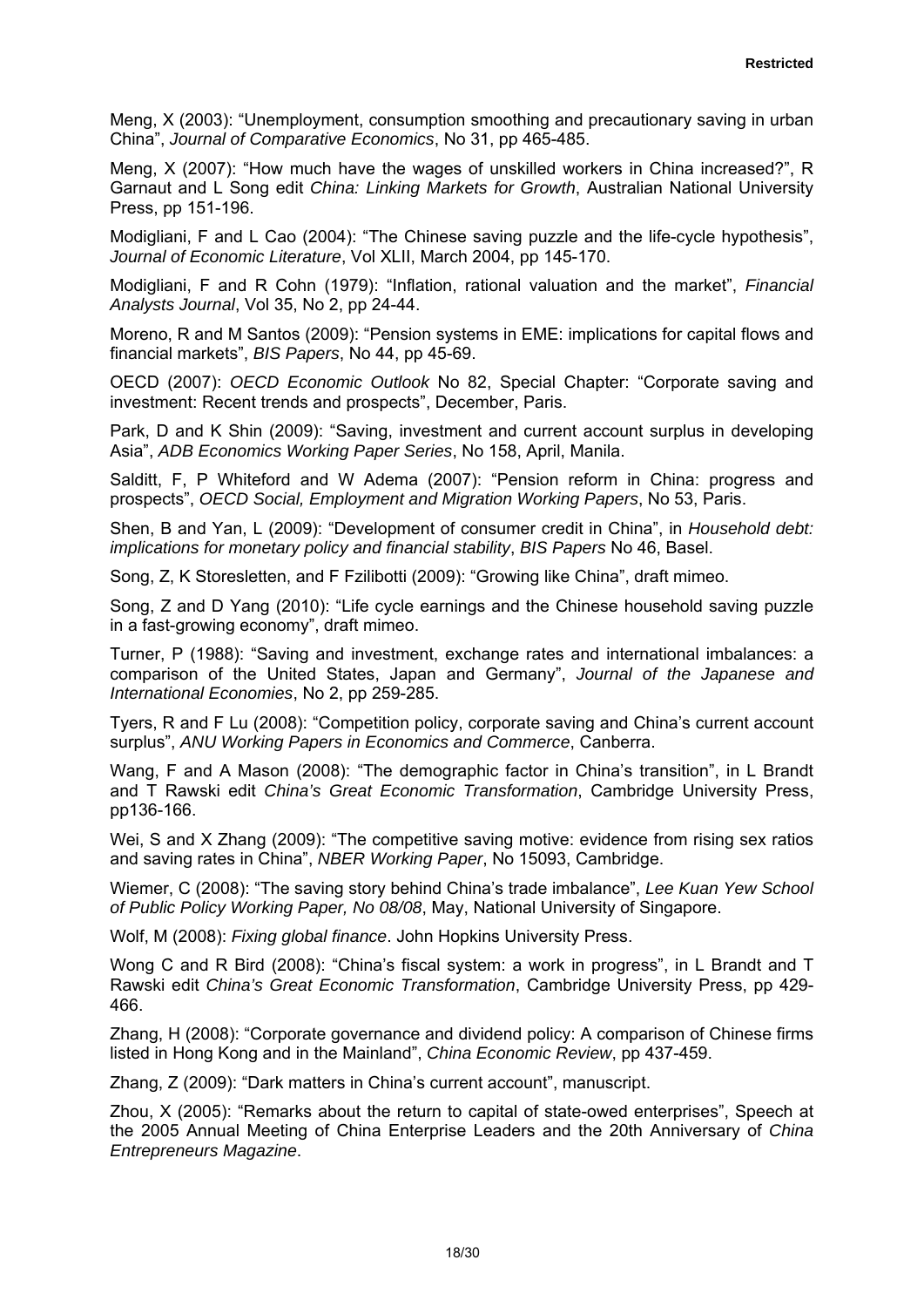Meng, X (2003): "Unemployment, consumption smoothing and precautionary saving in urban China", *Journal of Comparative Economics*, No 31, pp 465-485.

Meng, X (2007): "How much have the wages of unskilled workers in China increased?", R Garnaut and L Song edit *China: Linking Markets for Growth*, Australian National University Press, pp 151-196.

Modigliani, F and L Cao (2004): "The Chinese saving puzzle and the life-cycle hypothesis", *Journal of Economic Literature*, Vol XLII, March 2004, pp 145-170.

Modigliani, F and R Cohn (1979): "Inflation, rational valuation and the market", *Financial Analysts Journal*, Vol 35, No 2, pp 24-44.

Moreno, R and M Santos (2009): "Pension systems in EME: implications for capital flows and financial markets", *BIS Papers*, No 44, pp 45-69.

OECD (2007): *OECD Economic Outlook* No 82, Special Chapter: "Corporate saving and investment: Recent trends and prospects", December, Paris.

Park, D and K Shin (2009): "Saving, investment and current account surplus in developing Asia", *ADB Economics Working Paper Series*, No 158, April, Manila.

Salditt, F, P Whiteford and W Adema (2007): "Pension reform in China: progress and prospects", *OECD Social, Employment and Migration Working Papers*, No 53, Paris.

Shen, B and Yan, L (2009): "Development of consumer credit in China", in *Household debt: implications for monetary policy and financial stability*, *BIS Papers* No 46, Basel.

Song, Z, K Storesletten, and F Fzilibotti (2009): "Growing like China", draft mimeo.

Song, Z and D Yang (2010): "Life cycle earnings and the Chinese household saving puzzle in a fast-growing economy", draft mimeo.

Turner, P (1988): "Saving and investment, exchange rates and international imbalances: a comparison of the United States, Japan and Germany", *Journal of the Japanese and International Economies*, No 2, pp 259-285.

Tyers, R and F Lu (2008): "Competition policy, corporate saving and China's current account surplus", *ANU Working Papers in Economics and Commerce*, Canberra.

Wang, F and A Mason (2008): "The demographic factor in China's transition", in L Brandt and T Rawski edit *China's Great Economic Transformation*, Cambridge University Press, pp136-166.

Wei, S and X Zhang (2009): "The competitive saving motive: evidence from rising sex ratios and saving rates in China", *NBER Working Paper*, No 15093, Cambridge.

Wiemer, C (2008): "The saving story behind China's trade imbalance", *Lee Kuan Yew School of Public Policy Working Paper, No 08/08*, May, National University of Singapore.

Wolf, M (2008): *Fixing global finance*. John Hopkins University Press.

Wong C and R Bird (2008): "China's fiscal system: a work in progress", in L Brandt and T Rawski edit *China's Great Economic Transformation*, Cambridge University Press, pp 429-466.

Zhang, H (2008): "Corporate governance and dividend policy: A comparison of Chinese firms listed in Hong Kong and in the Mainland", *China Economic Review*, pp 437-459.

Zhang, Z (2009): "Dark matters in China's current account", manuscript.

Zhou, X (2005): "Remarks about the return to capital of state-owed enterprises", Speech at the 2005 Annual Meeting of China Enterprise Leaders and the 20th Anniversary of *China Entrepreneurs Magazine*.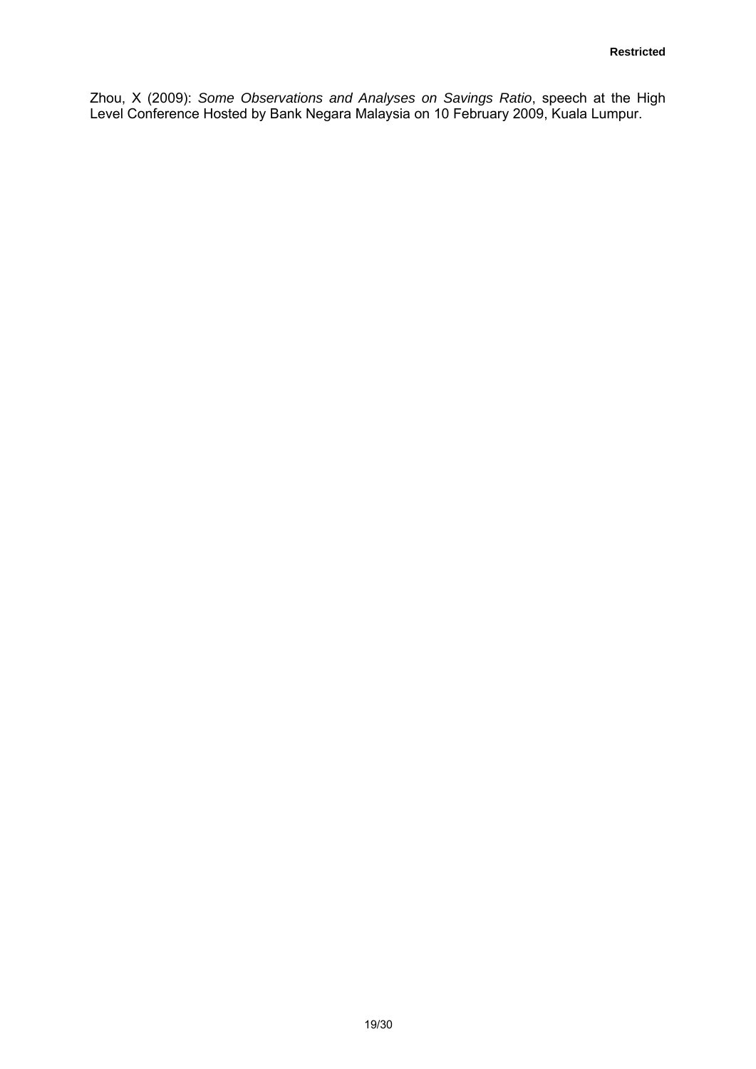Zhou, X (2009): *Some Observations and Analyses on Savings Ratio*, speech at the High Level Conference Hosted by Bank Negara Malaysia on 10 February 2009, Kuala Lumpur.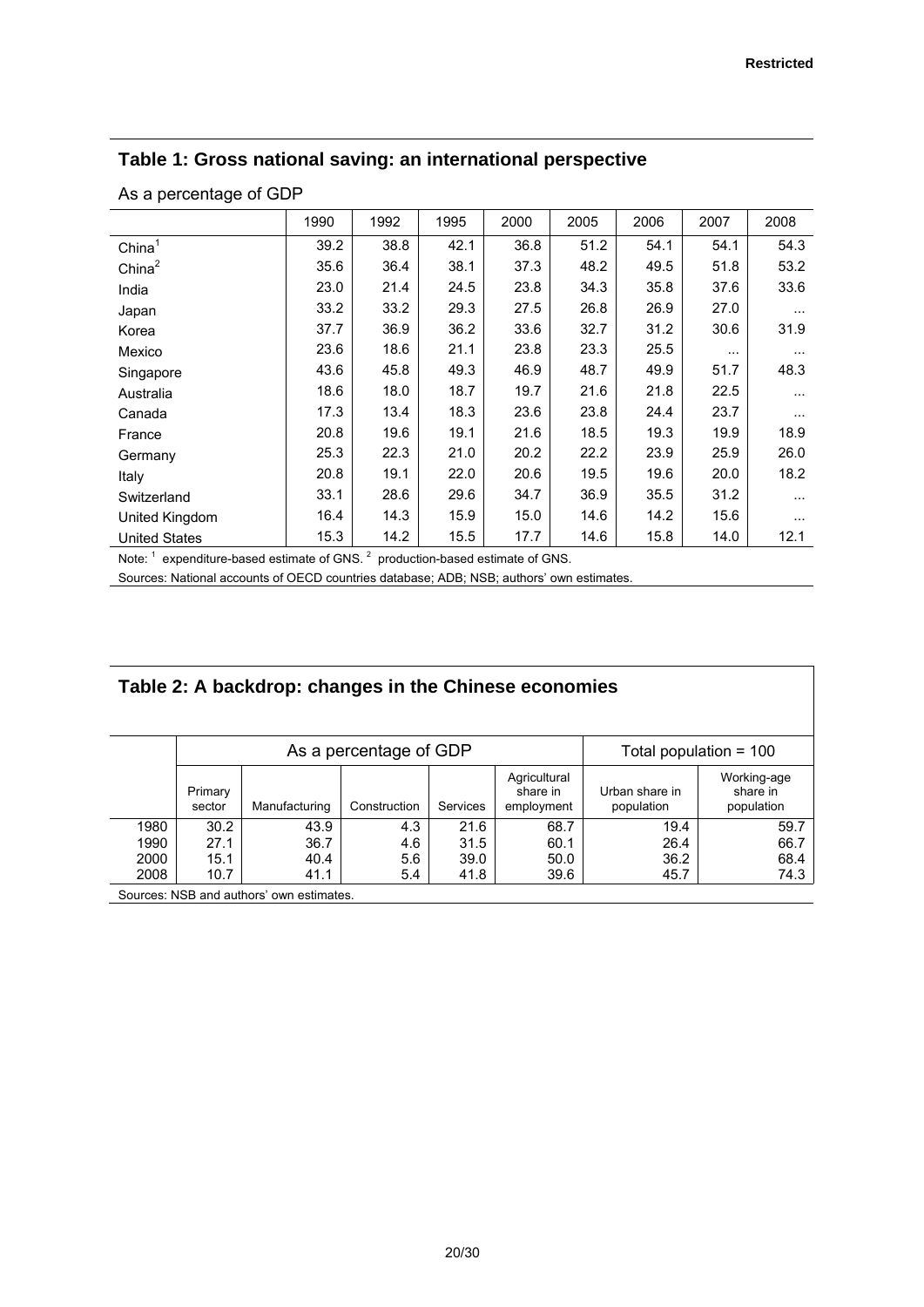**Restricted**

## Table 1: Gross national saving: an international perspective

As a percentage of GDP

| | 1990 | 1992 | 1995 | 2000 | 2005 | 2006 | 2007 | 2008 |
|---|---|---|---|---|---|---|---|---|
| China[1] | 39.2 | 38.8 | 42.1 | 36.8 | 51.2 | 54.1 | 54.1 | 54.3 |
| China[2] | 35.6 | 36.4 | 38.1 | 37.3 | 48.2 | 49.5 | 51.8 | 53.2 |
| India | 23.0 | 21.4 | 24.5 | 23.8 | 34.3 | 35.8 | 37.6 | 33.6 |
| Japan | 33.2 | 33.2 | 29.3 | 27.5 | 26.8 | 26.9 | 27.0 | ... |
| Korea | 37.7 | 36.9 | 36.2 | 33.6 | 32.7 | 31.2 | 30.6 | 31.9 |
| Mexico | 23.6 | 18.6 | 21.1 | 23.8 | 23.3 | 25.5 | ... | ... |
| Singapore | 43.6 | 45.8 | 49.3 | 46.9 | 48.7 | 49.9 | 51.7 | 48.3 |
| Australia | 18.6 | 18.0 | 18.7 | 19.7 | 21.6 | 21.8 | 22.5 | ... |
| Canada | 17.3 | 13.4 | 18.3 | 23.6 | 23.8 | 24.4 | 23.7 | ... |
| France | 20.8 | 19.6 | 19.1 | 21.6 | 18.5 | 19.3 | 19.9 | 18.9 |
| Germany | 25.3 | 22.3 | 21.0 | 20.2 | 22.2 | 23.9 | 25.9 | 26.0 |
| Italy | 20.8 | 19.1 | 22.0 | 20.6 | 19.5 | 19.6 | 20.0 | 18.2 |
| Switzerland | 33.1 | 28.6 | 29.6 | 34.7 | 36.9 | 35.5 | 31.2 | ... |
| United Kingdom | 16.4 | 14.3 | 15.9 | 15.0 | 14.6 | 14.2 | 15.6 | ... |
| United States | 15.3 | 14.2 | 15.5 | 17.7 | 14.6 | 15.8 | 14.0 | 12.1 |

Note: [1] expenditure-based estimate of GNS. [2] production-based estimate of GNS.

Sources: National accounts of OECD countries database; ADB; NSB; authors' own estimates.

## Table 2: A backdrop: changes in the Chinese economies

| | As a percentage of GDP | | | | | Total population = 100 | |
|---|---|---|---|---|---|---|---|
| | Primary sector | Manufacturing | Construction | Services | Agricultural share in employment | Urban share in population | Working-age share in population |
| 1980 | 30.2 | 43.9 | 4.3 | 21.6 | 68.7 | 19.4 | 59.7 |
| 1990 | 27.1 | 36.7 | 4.6 | 31.5 | 60.1 | 26.4 | 66.7 |
| 2000 | 15.1 | 40.4 | 5.6 | 39.0 | 50.0 | 36.2 | 68.4 |
| 2008 | 10.7 | 41.1 | 5.4 | 41.8 | 39.6 | 45.7 | 74.3 |

Sources: NSB and authors' own estimates.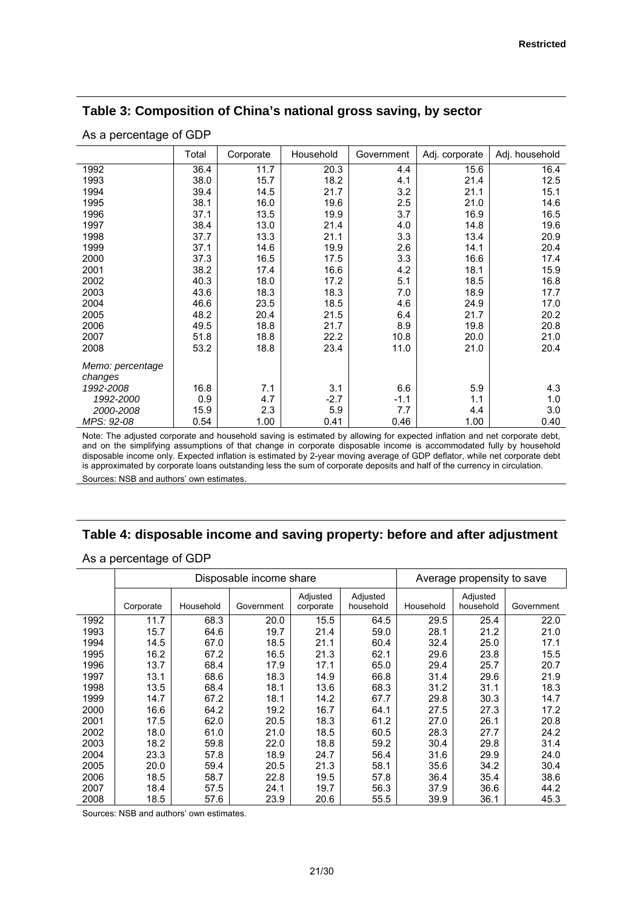## Table 3: Composition of China's national gross saving, by sector

As a percentage of GDP

| | Total | Corporate | Household | Government | Adj. corporate | Adj. household |
|---|---|---|---|---|---|---|
| 1992 | 36.4 | 11.7 | 20.3 | 4.4 | 15.6 | 16.4 |
| 1993 | 38.0 | 15.7 | 18.2 | 4.1 | 21.4 | 12.5 |
| 1994 | 39.4 | 14.5 | 21.7 | 3.2 | 21.1 | 15.1 |
| 1995 | 38.1 | 16.0 | 19.6 | 2.5 | 21.0 | 14.6 |
| 1996 | 37.1 | 13.5 | 19.9 | 3.7 | 16.9 | 16.5 |
| 1997 | 38.4 | 13.0 | 21.4 | 4.0 | 14.8 | 19.6 |
| 1998 | 37.7 | 13.3 | 21.1 | 3.3 | 13.4 | 20.9 |
| 1999 | 37.1 | 14.6 | 19.9 | 2.6 | 14.1 | 20.4 |
| 2000 | 37.3 | 16.5 | 17.5 | 3.3 | 16.6 | 17.4 |
| 2001 | 38.2 | 17.4 | 16.6 | 4.2 | 18.1 | 15.9 |
| 2002 | 40.3 | 18.0 | 17.2 | 5.1 | 18.5 | 16.8 |
| 2003 | 43.6 | 18.3 | 18.3 | 7.0 | 18.9 | 17.7 |
| 2004 | 46.6 | 23.5 | 18.5 | 4.6 | 24.9 | 17.0 |
| 2005 | 48.2 | 20.4 | 21.5 | 6.4 | 21.7 | 20.2 |
| 2006 | 49.5 | 18.8 | 21.7 | 8.9 | 19.8 | 20.8 |
| 2007 | 51.8 | 18.8 | 22.2 | 10.8 | 20.0 | 21.0 |
| 2008 | 53.2 | 18.8 | 23.4 | 11.0 | 21.0 | 20.4 |
| *Memo: percentage changes* | | | | | | |
| *1992-2008* | 16.8 | 7.1 | 3.1 | 6.6 | 5.9 | 4.3 |
| *1992-2000* | 0.9 | 4.7 | -2.7 | -1.1 | 1.1 | 1.0 |
| *2000-2008* | 15.9 | 2.3 | 5.9 | 7.7 | 4.4 | 3.0 |
| *MPS: 92-08* | 0.54 | 1.00 | 0.41 | 0.46 | 1.00 | 0.40 |

Note: The adjusted corporate and household saving is estimated by allowing for expected inflation and net corporate debt, and on the simplifying assumptions of that change in corporate disposable income is accommodated fully by household disposable income only. Expected inflation is estimated by 2-year moving average of GDP deflator, while net corporate debt is approximated by corporate loans outstanding less the sum of corporate deposits and half of the currency in circulation.

Sources: NSB and authors' own estimates.

## Table 4: disposable income and saving property: before and after adjustment

As a percentage of GDP

| | Disposable income share | | | | | Average propensity to save | | |
|---|---|---|---|---|---|---|---|---|
| | Corporate | Household | Government | Adjusted corporate | Adjusted household | Household | Adjusted household | Government |
| 1992 | 11.7 | 68.3 | 20.0 | 15.5 | 64.5 | 29.5 | 25.4 | 22.0 |
| 1993 | 15.7 | 64.6 | 19.7 | 21.4 | 59.0 | 28.1 | 21.2 | 21.0 |
| 1994 | 14.5 | 67.0 | 18.5 | 21.1 | 60.4 | 32.4 | 25.0 | 17.1 |
| 1995 | 16.2 | 67.2 | 16.5 | 21.3 | 62.1 | 29.6 | 23.8 | 15.5 |
| 1996 | 13.7 | 68.4 | 17.9 | 17.1 | 65.0 | 29.4 | 25.7 | 20.7 |
| 1997 | 13.1 | 68.6 | 18.3 | 14.9 | 66.8 | 31.4 | 29.6 | 21.9 |
| 1998 | 13.5 | 68.4 | 18.1 | 13.6 | 68.3 | 31.2 | 31.1 | 18.3 |
| 1999 | 14.7 | 67.2 | 18.1 | 14.2 | 67.7 | 29.8 | 30.3 | 14.7 |
| 2000 | 16.6 | 64.2 | 19.2 | 16.7 | 64.1 | 27.5 | 27.3 | 17.2 |
| 2001 | 17.5 | 62.0 | 20.5 | 18.3 | 61.2 | 27.0 | 26.1 | 20.8 |
| 2002 | 18.0 | 61.0 | 21.0 | 18.5 | 60.5 | 28.3 | 27.7 | 24.2 |
| 2003 | 18.2 | 59.8 | 22.0 | 18.8 | 59.2 | 30.4 | 29.8 | 31.4 |
| 2004 | 23.3 | 57.8 | 18.9 | 24.7 | 56.4 | 31.6 | 29.9 | 24.0 |
| 2005 | 20.0 | 59.4 | 20.5 | 21.3 | 58.1 | 35.6 | 34.2 | 30.4 |
| 2006 | 18.5 | 58.7 | 22.8 | 19.5 | 57.8 | 36.4 | 35.4 | 38.6 |
| 2007 | 18.4 | 57.5 | 24.1 | 19.7 | 56.3 | 37.9 | 36.6 | 44.2 |
| 2008 | 18.5 | 57.6 | 23.9 | 20.6 | 55.5 | 39.9 | 36.1 | 45.3 |

Sources: NSB and authors' own estimates.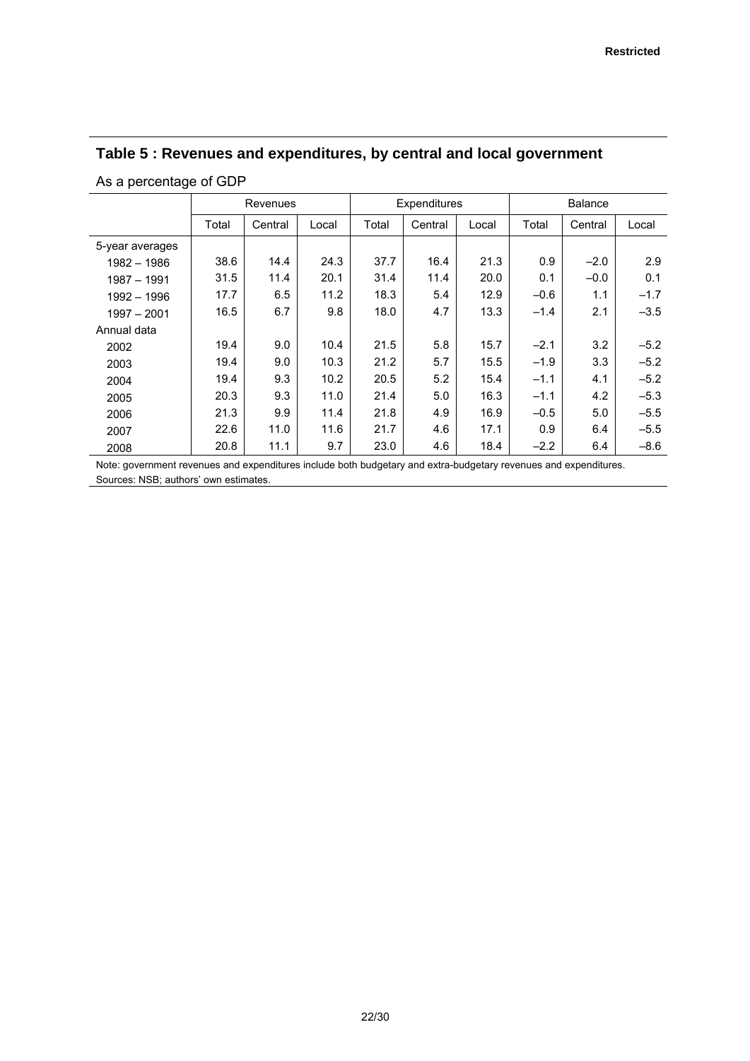## Table 5 : Revenues and expenditures, by central and local government

As a percentage of GDP

| | Revenues | | | Expenditures | | | Balance | | |
|---|---|---|---|---|---|---|---|---|---|
| | Total | Central | Local | Total | Central | Local | Total | Central | Local |
| 5-year averages | | | | | | | | | |
| 1982 – 1986 | 38.6 | 14.4 | 24.3 | 37.7 | 16.4 | 21.3 | 0.9 | –2.0 | 2.9 |
| 1987 – 1991 | 31.5 | 11.4 | 20.1 | 31.4 | 11.4 | 20.0 | 0.1 | –0.0 | 0.1 |
| 1992 – 1996 | 17.7 | 6.5 | 11.2 | 18.3 | 5.4 | 12.9 | –0.6 | 1.1 | –1.7 |
| 1997 – 2001 | 16.5 | 6.7 | 9.8 | 18.0 | 4.7 | 13.3 | –1.4 | 2.1 | –3.5 |
| Annual data | | | | | | | | | |
| 2002 | 19.4 | 9.0 | 10.4 | 21.5 | 5.8 | 15.7 | –2.1 | 3.2 | –5.2 |
| 2003 | 19.4 | 9.0 | 10.3 | 21.2 | 5.7 | 15.5 | –1.9 | 3.3 | –5.2 |
| 2004 | 19.4 | 9.3 | 10.2 | 20.5 | 5.2 | 15.4 | –1.1 | 4.1 | –5.2 |
| 2005 | 20.3 | 9.3 | 11.0 | 21.4 | 5.0 | 16.3 | –1.1 | 4.2 | –5.3 |
| 2006 | 21.3 | 9.9 | 11.4 | 21.8 | 4.9 | 16.9 | –0.5 | 5.0 | –5.5 |
| 2007 | 22.6 | 11.0 | 11.6 | 21.7 | 4.6 | 17.1 | 0.9 | 6.4 | –5.5 |
| 2008 | 20.8 | 11.1 | 9.7 | 23.0 | 4.6 | 18.4 | –2.2 | 6.4 | –8.6 |

Note: government revenues and expenditures include both budgetary and extra-budgetary revenues and expenditures.
Sources: NSB; authors' own estimates.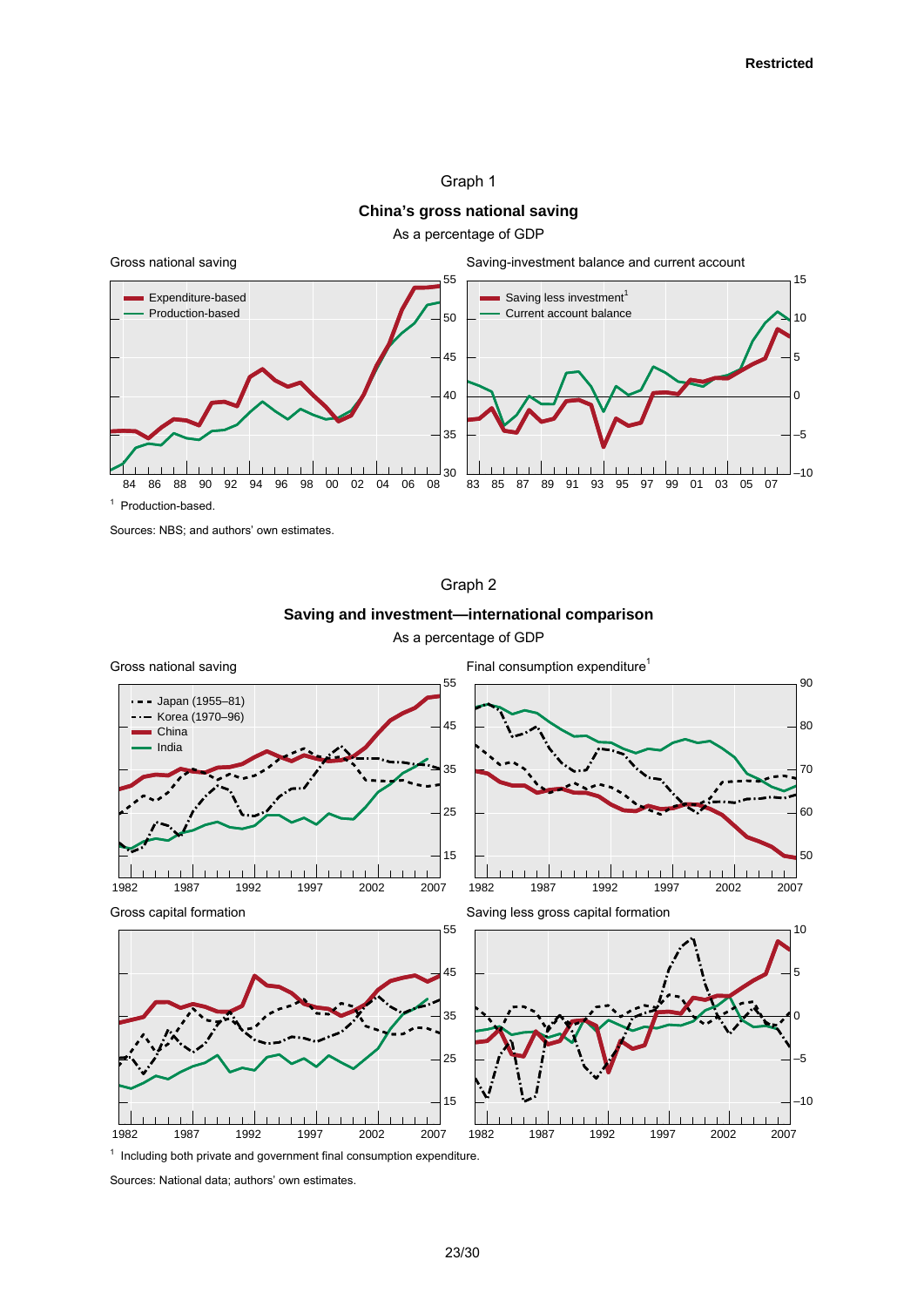Graph 1

**China's gross national saving**

As a percentage of GDP

Gross national saving

- Expenditure-based
- Production-based

Saving-investment balance and current account

- Saving less investment[1]
- Current account balance

[1] Production-based.

Sources: NBS; and authors' own estimates.

Graph 2

**Saving and investment—international comparison**

As a percentage of GDP

Gross national saving

- Japan (1955–81)
- Korea (1970–96)
- China
- India

Final consumption expenditure[1]

Gross capital formation

Saving less gross capital formation

[1] Including both private and government final consumption expenditure.

Sources: National data; authors' own estimates.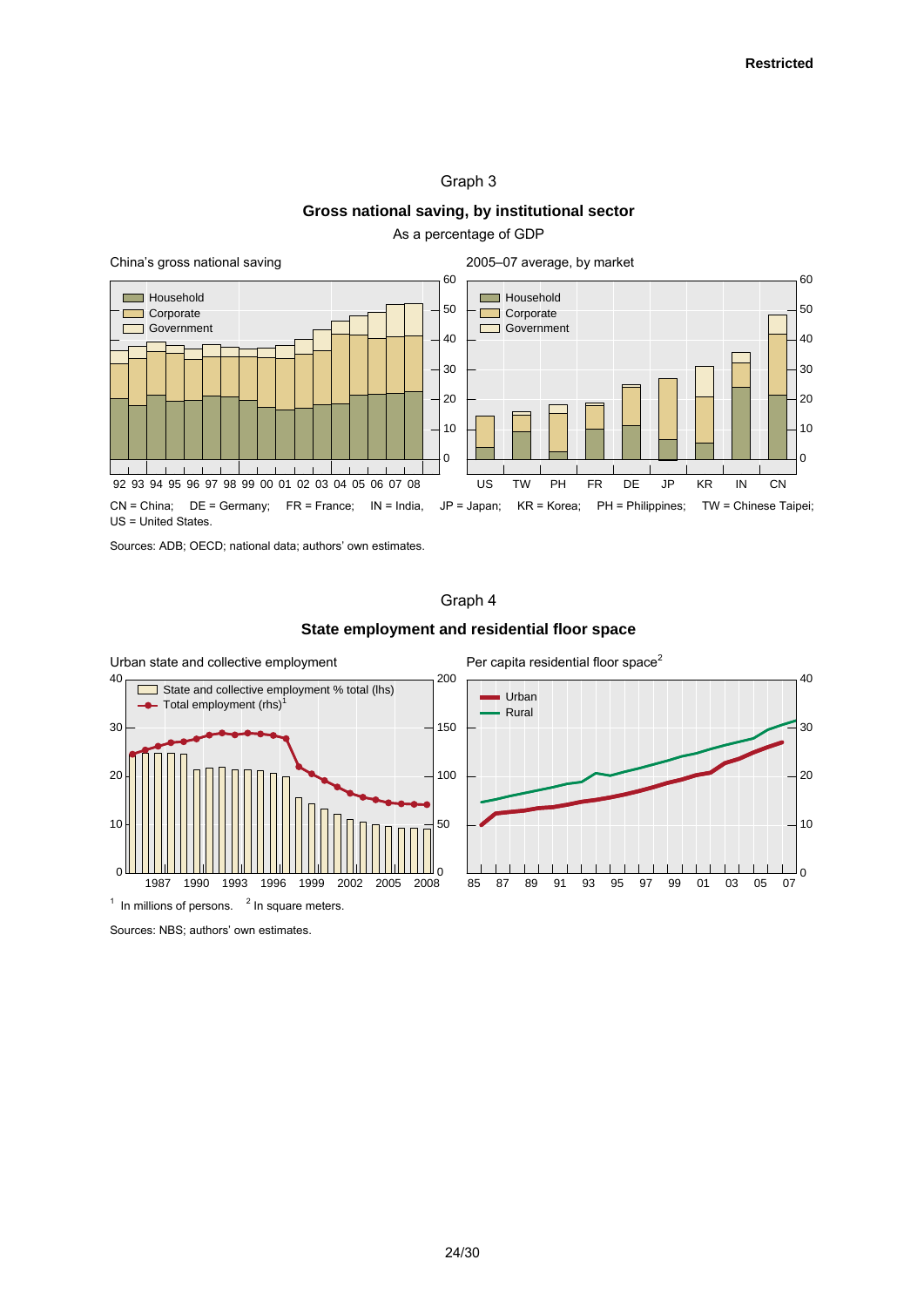Graph 3

**Gross national saving, by institutional sector**

As a percentage of GDP

China's gross national saving

2005–07 average, by market

CN = China; DE = Germany; FR = France; IN = India, JP = Japan; KR = Korea; PH = Philippines; TW = Chinese Taipei; US = United States.

Sources: ADB; OECD; national data; authors' own estimates.

Graph 4

**State employment and residential floor space**

Urban state and collective employment

Per capita residential floor space[2]

[1] In millions of persons. [2] In square meters.

Sources: NBS; authors' own estimates.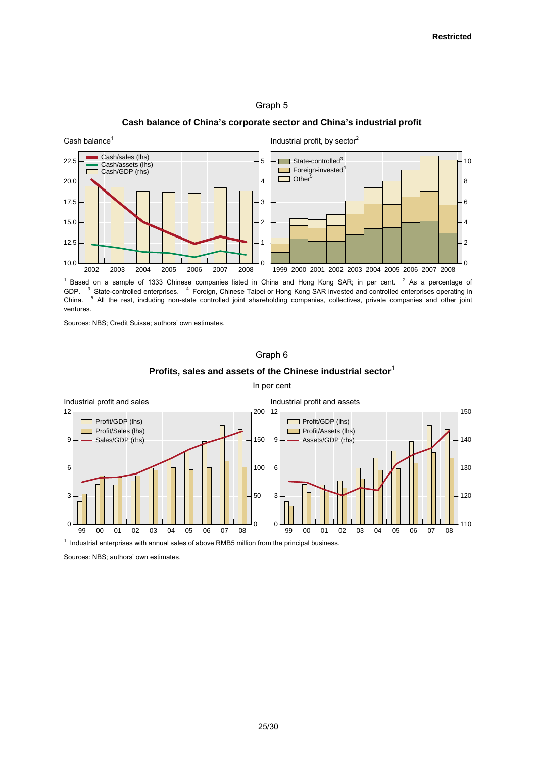Graph 5

**Cash balance of China's corporate sector and China's industrial profit**

Cash balance[1]

Industrial profit, by sector[2]

[1] Based on a sample of 1333 Chinese companies listed in China and Hong Kong SAR; in per cent. [2] As a percentage of GDP. [3] State-controlled enterprises. [4] Foreign, Chinese Taipei or Hong Kong SAR invested and controlled enterprises operating in China. [5] All the rest, including non-state controlled joint shareholding companies, collectives, private companies and other joint ventures.

Sources: NBS; Credit Suisse; authors' own estimates.

Graph 6

**Profits, sales and assets of the Chinese industrial sector[1]**

In per cent

Industrial profit and sales

Industrial profit and assets

[1] Industrial enterprises with annual sales of above RMB5 million from the principal business.

Sources: NBS; authors' own estimates.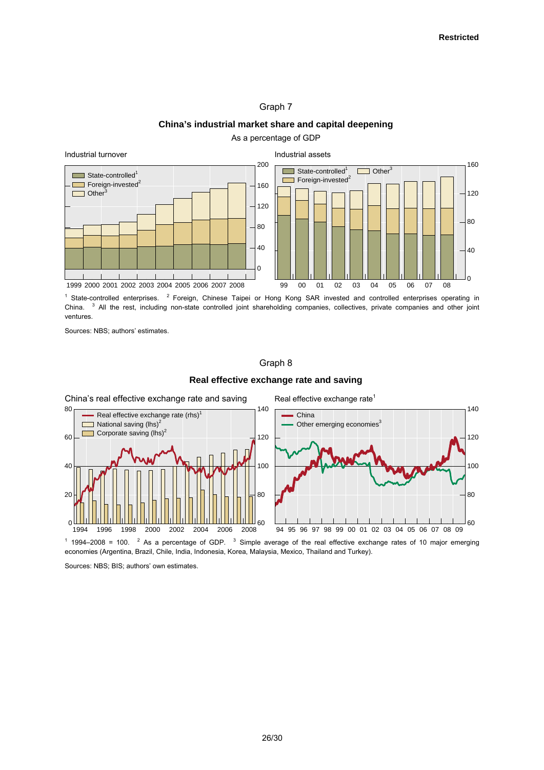Graph 7

**China's industrial market share and capital deepening**

As a percentage of GDP

Industrial turnover

Industrial assets

[1] State-controlled enterprises. [2] Foreign, Chinese Taipei or Hong Kong SAR invested and controlled enterprises operating in China. [3] All the rest, including non-state controlled joint shareholding companies, collectives, private companies and other joint ventures.

Sources: NBS; authors' estimates.

Graph 8

**Real effective exchange rate and saving**

China's real effective exchange rate and saving

Real effective exchange rate[1]

[1] 1994–2008 = 100. [2] As a percentage of GDP. [3] Simple average of the real effective exchange rates of 10 major emerging economies (Argentina, Brazil, Chile, India, Indonesia, Korea, Malaysia, Mexico, Thailand and Turkey).

Sources: NBS; BIS; authors' own estimates.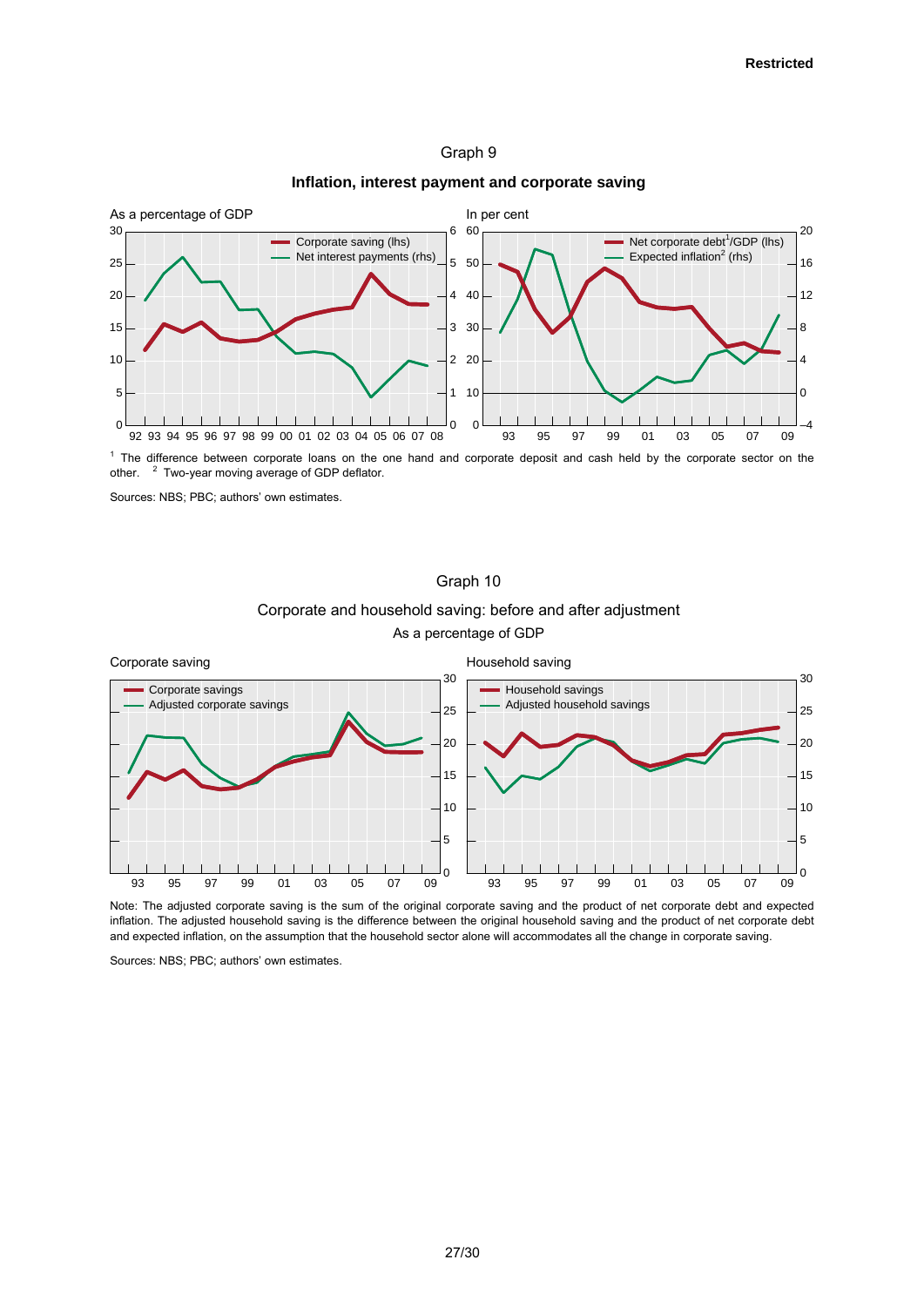## Graph 9

**Inflation, interest payment and corporate saving**

As a percentage of GDP

In per cent

Corporate saving (lhs)
Net interest payments (rhs)

Net corporate debt[1]/GDP (lhs)
Expected inflation[2] (rhs)

[1] The difference between corporate loans on the one hand and corporate deposit and cash held by the corporate sector on the other. [2] Two-year moving average of GDP deflator.

Sources: NBS; PBC; authors' own estimates.

## Graph 10

Corporate and household saving: before and after adjustment

As a percentage of GDP

Corporate saving

Corporate savings
Adjusted corporate savings

Household saving

Household savings
Adjusted household savings

Note: The adjusted corporate saving is the sum of the original corporate saving and the product of net corporate debt and expected inflation. The adjusted household saving is the difference between the original household saving and the product of net corporate debt and expected inflation, on the assumption that the household sector alone will accommodates all the change in corporate saving.

Sources: NBS; PBC; authors' own estimates.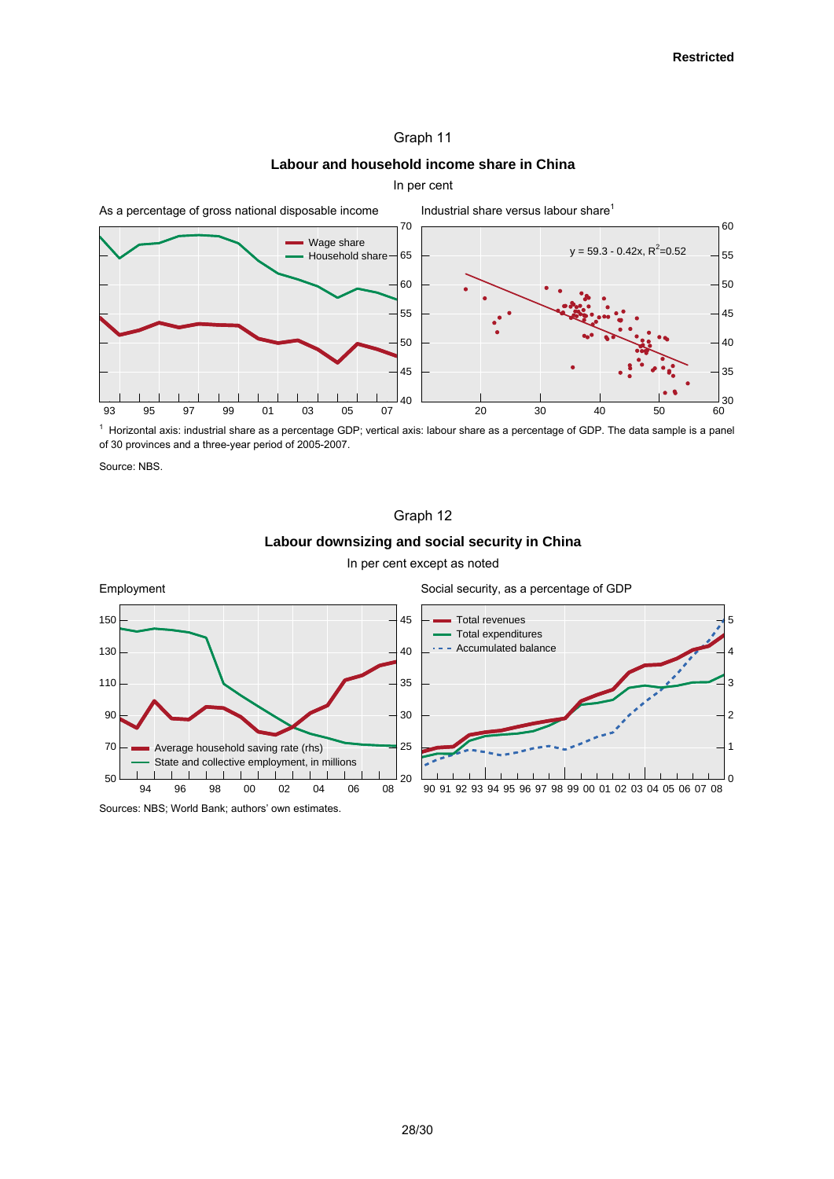Restricted

Graph 11

**Labour and household income share in China**

In per cent

As a percentage of gross national disposable income

Industrial share versus labour share[1]

$y = 59.3 - 0.42x$, $R^2$=0.52

[1] Horizontal axis: industrial share as a percentage GDP; vertical axis: labour share as a percentage of GDP. The data sample is a panel of 30 provinces and a three-year period of 2005-2007.

Source: NBS.

Graph 12

**Labour downsizing and social security in China**

In per cent except as noted

Employment

Social security, as a percentage of GDP

Sources: NBS; World Bank; authors' own estimates.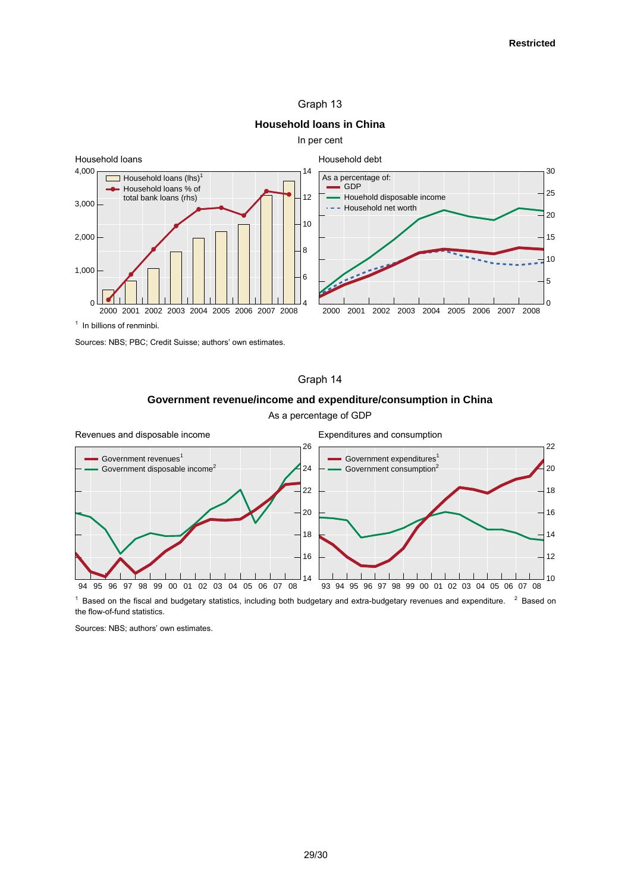Graph 13

**Household loans in China**

In per cent

Household loans

Household debt

[1] In billions of renminbi.

Sources: NBS; PBC; Credit Suisse; authors' own estimates.

Graph 14

**Government revenue/income and expenditure/consumption in China**

As a percentage of GDP

Revenues and disposable income

Expenditures and consumption

[1] Based on the fiscal and budgetary statistics, including both budgetary and extra-budgetary revenues and expenditure. [2] Based on the flow-of-fund statistics.

Sources: NBS; authors' own estimates.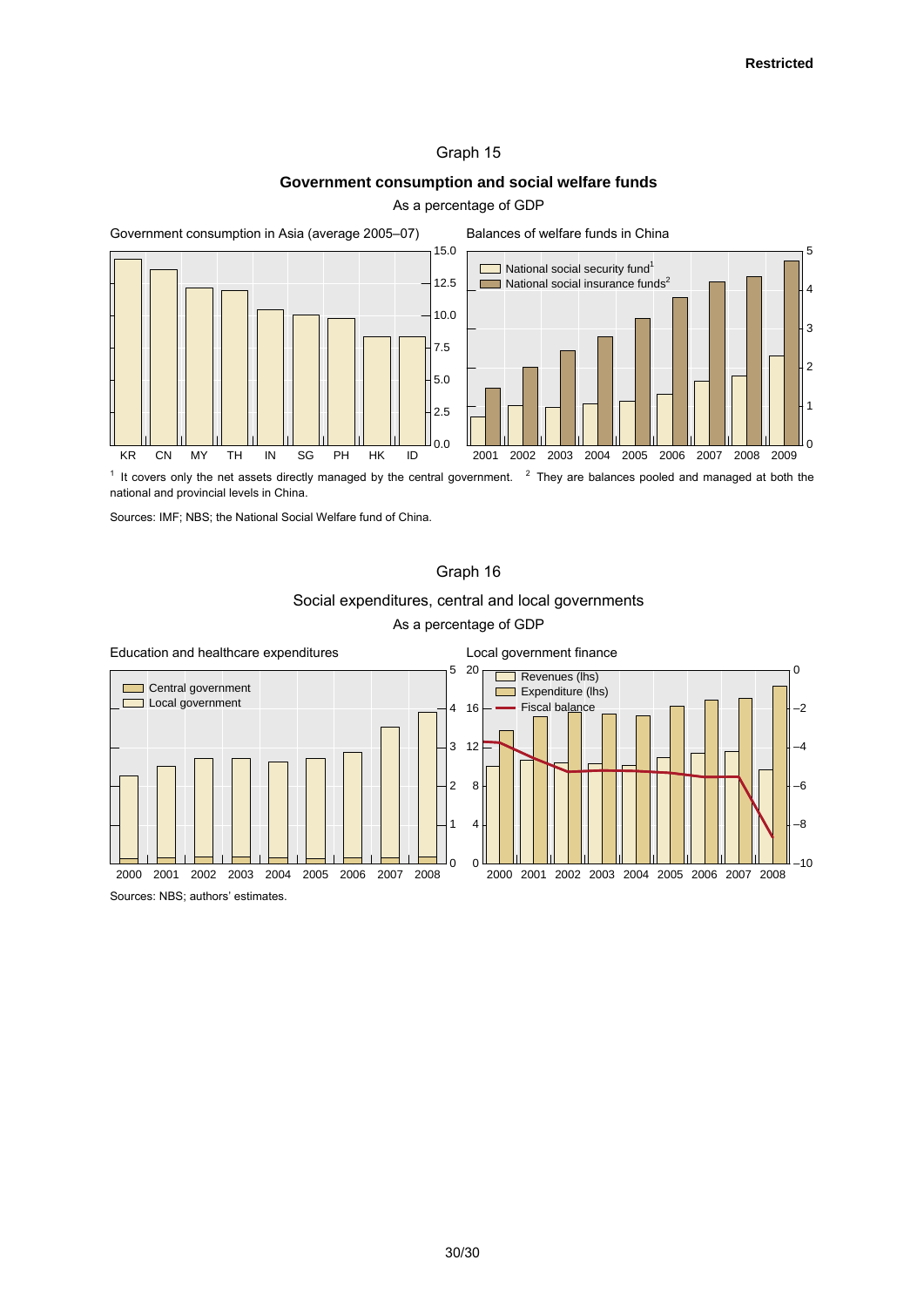Graph 15

**Government consumption and social welfare funds**

As a percentage of GDP

Government consumption in Asia (average 2005–07)

15.0
12.5
10.0
7.5
5.0
2.5
0.0

KR CN MY TH IN SG PH HK ID

Balances of welfare funds in China

National social security fund[1]
National social insurance funds[2]

5
4
3
2
1
0

2001 2002 2003 2004 2005 2006 2007 2008 2009

[1] It covers only the net assets directly managed by the central government. [2] They are balances pooled and managed at both the national and provincial levels in China.

Sources: IMF; NBS; the National Social Welfare fund of China.

Graph 16

Social expenditures, central and local governments

As a percentage of GDP

Education and healthcare expenditures

Central government
Local government

5
4
3
2
1
0

2000 2001 2002 2003 2004 2005 2006 2007 2008

Local government finance

Revenues (lhs)
Expenditure (lhs)
Fiscal balance

20
16
12
8
4
0

0
–2
–4
–6
–8
–10

2000 2001 2002 2003 2004 2005 2006 2007 2008

Sources: NBS; authors' estimates.